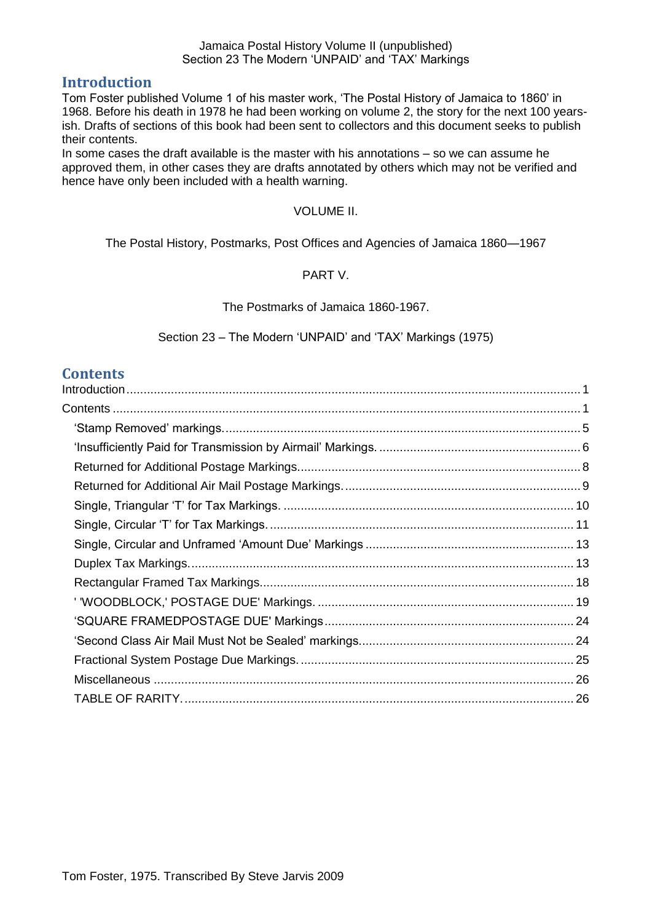## Introduction

Tom Foster published Volume 1 of his master work, 'The Postal History of Jamaica to 1860' in 1968. Before his death in 1978 he had been working on volume 2, the story for the next 100 years-ish. Drafts of sections of this book had been sent to collectors and this document seeks to publish their contents.

In some cases the draft available is the master with his annotations – so we can assume he approved them, in other cases they are drafts annotated by others which may not be verified and hence have only been included with a health warning.

VOLUME II.

The Postal History, Postmarks, Post Offices and Agencies of Jamaica 1860—1967

PART V.

The Postmarks of Jamaica 1860-1967.

Section 23 – The Modern 'UNPAID' and 'TAX' Markings (1975)

## Contents

- Introduction ........ 1
- Contents ........ 1
  - 'Stamp Removed' markings. ........ 5
  - 'Insufficiently Paid for Transmission by Airmail' Markings. ........ 6
  - Returned for Additional Postage Markings. ........ 8
  - Returned for Additional Air Mail Postage Markings. ........ 9
  - Single, Triangular 'T' for Tax Markings. ........ 10
  - Single, Circular 'T' for Tax Markings. ........ 11
  - Single, Circular and Unframed 'Amount Due' Markings ........ 13
  - Duplex Tax Markings. ........ 13
  - Rectangular Framed Tax Markings. ........ 18
  - ' 'WOODBLOCK,' POSTAGE DUE' Markings. ........ 19
  - 'SQUARE FRAMEDPOSTAGE DUE' Markings ........ 24
  - 'Second Class Air Mail Must Not be Sealed' markings. ........ 24
  - Fractional System Postage Due Markings. ........ 25
  - Miscellaneous ........ 26
  - TABLE OF RARITY. ........ 26

Tom Foster, 1975. Transcribed By Steve Jarvis 2009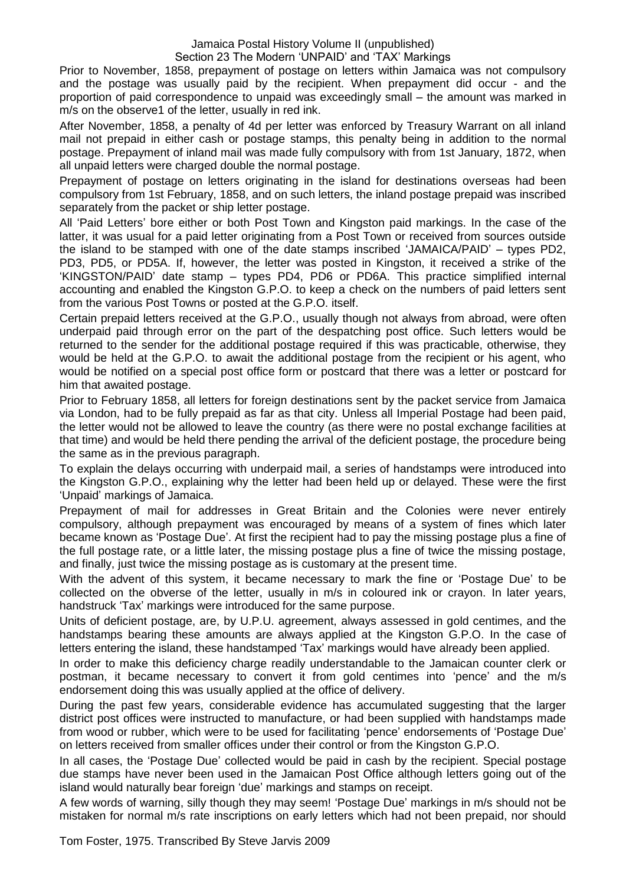Prior to November, 1858, prepayment of postage on letters within Jamaica was not compulsory and the postage was usually paid by the recipient. When prepayment did occur - and the proportion of paid correspondence to unpaid was exceedingly small – the amount was marked in m/s on the observe1 of the letter, usually in red ink.

After November, 1858, a penalty of 4d per letter was enforced by Treasury Warrant on all inland mail not prepaid in either cash or postage stamps, this penalty being in addition to the normal postage. Prepayment of inland mail was made fully compulsory with from 1st January, 1872, when all unpaid letters were charged double the normal postage.

Prepayment of postage on letters originating in the island for destinations overseas had been compulsory from 1st February, 1858, and on such letters, the inland postage prepaid was inscribed separately from the packet or ship letter postage.

All 'Paid Letters' bore either or both Post Town and Kingston paid markings. In the case of the latter, it was usual for a paid letter originating from a Post Town or received from sources outside the island to be stamped with one of the date stamps inscribed 'JAMAICA/PAID' – types PD2, PD3, PD5, or PD5A. If, however, the letter was posted in Kingston, it received a strike of the 'KINGSTON/PAID' date stamp – types PD4, PD6 or PD6A. This practice simplified internal accounting and enabled the Kingston G.P.O. to keep a check on the numbers of paid letters sent from the various Post Towns or posted at the G.P.O. itself.

Certain prepaid letters received at the G.P.O., usually though not always from abroad, were often underpaid paid through error on the part of the despatching post office. Such letters would be returned to the sender for the additional postage required if this was practicable, otherwise, they would be held at the G.P.O. to await the additional postage from the recipient or his agent, who would be notified on a special post office form or postcard that there was a letter or postcard for him that awaited postage.

Prior to February 1858, all letters for foreign destinations sent by the packet service from Jamaica via London, had to be fully prepaid as far as that city. Unless all Imperial Postage had been paid, the letter would not be allowed to leave the country (as there were no postal exchange facilities at that time) and would be held there pending the arrival of the deficient postage, the procedure being the same as in the previous paragraph.

To explain the delays occurring with underpaid mail, a series of handstamps were introduced into the Kingston G.P.O., explaining why the letter had been held up or delayed. These were the first 'Unpaid' markings of Jamaica.

Prepayment of mail for addresses in Great Britain and the Colonies were never entirely compulsory, although prepayment was encouraged by means of a system of fines which later became known as 'Postage Due'. At first the recipient had to pay the missing postage plus a fine of the full postage rate, or a little later, the missing postage plus a fine of twice the missing postage, and finally, just twice the missing postage as is customary at the present time.

With the advent of this system, it became necessary to mark the fine or 'Postage Due' to be collected on the obverse of the letter, usually in m/s in coloured ink or crayon. In later years, handstruck 'Tax' markings were introduced for the same purpose.

Units of deficient postage, are, by U.P.U. agreement, always assessed in gold centimes, and the handstamps bearing these amounts are always applied at the Kingston G.P.O. In the case of letters entering the island, these handstamped 'Tax' markings would have already been applied.

In order to make this deficiency charge readily understandable to the Jamaican counter clerk or postman, it became necessary to convert it from gold centimes into 'pence' and the m/s endorsement doing this was usually applied at the office of delivery.

During the past few years, considerable evidence has accumulated suggesting that the larger district post offices were instructed to manufacture, or had been supplied with handstamps made from wood or rubber, which were to be used for facilitating 'pence' endorsements of 'Postage Due' on letters received from smaller offices under their control or from the Kingston G.P.O.

In all cases, the 'Postage Due' collected would be paid in cash by the recipient. Special postage due stamps have never been used in the Jamaican Post Office although letters going out of the island would naturally bear foreign 'due' markings and stamps on receipt.

A few words of warning, silly though they may seem! 'Postage Due' markings in m/s should not be mistaken for normal m/s rate inscriptions on early letters which had not been prepaid, nor should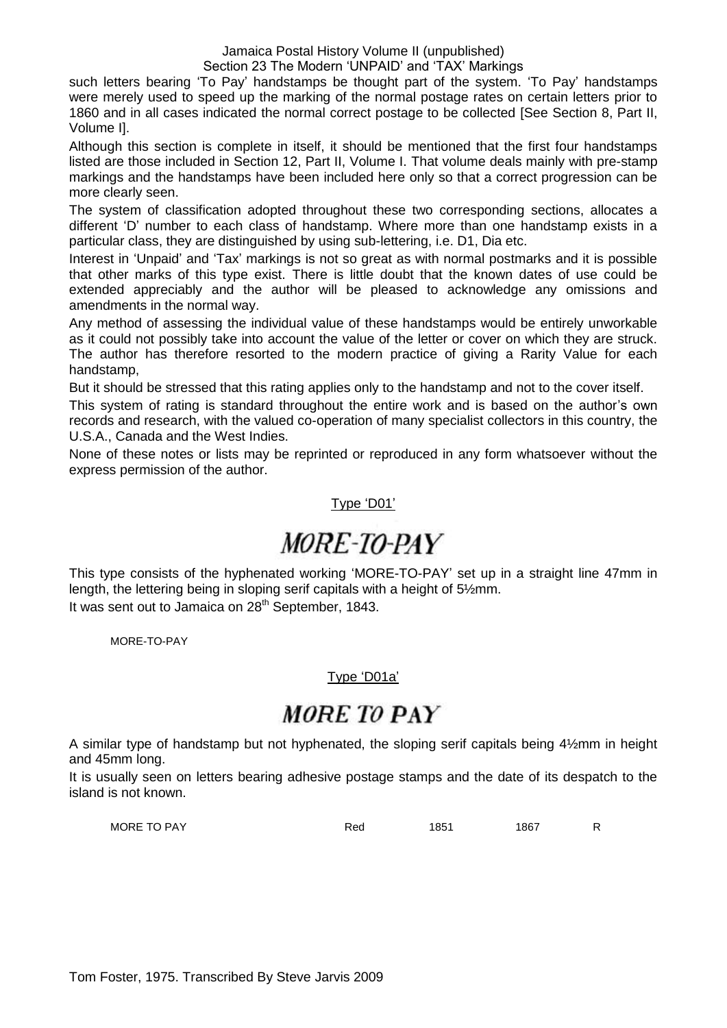such letters bearing 'To Pay' handstamps be thought part of the system. 'To Pay' handstamps were merely used to speed up the marking of the normal postage rates on certain letters prior to 1860 and in all cases indicated the normal correct postage to be collected [See Section 8, Part II, Volume I].

Although this section is complete in itself, it should be mentioned that the first four handstamps listed are those included in Section 12, Part II, Volume I. That volume deals mainly with pre-stamp markings and the handstamps have been included here only so that a correct progression can be more clearly seen.

The system of classification adopted throughout these two corresponding sections, allocates a different 'D' number to each class of handstamp. Where more than one handstamp exists in a particular class, they are distinguished by using sub-lettering, i.e. D1, Dia etc.

Interest in 'Unpaid' and 'Tax' markings is not so great as with normal postmarks and it is possible that other marks of this type exist. There is little doubt that the known dates of use could be extended appreciably and the author will be pleased to acknowledge any omissions and amendments in the normal way.

Any method of assessing the individual value of these handstamps would be entirely unworkable as it could not possibly take into account the value of the letter or cover on which they are struck. The author has therefore resorted to the modern practice of giving a Rarity Value for each handstamp,

But it should be stressed that this rating applies only to the handstamp and not to the cover itself.

This system of rating is standard throughout the entire work and is based on the author's own records and research, with the valued co-operation of many specialist collectors in this country, the U.S.A., Canada and the West Indies.

None of these notes or lists may be reprinted or reproduced in any form whatsoever without the express permission of the author.

Type 'D01'

*MORE-TO-PAY*

This type consists of the hyphenated working 'MORE-TO-PAY' set up in a straight line 47mm in length, the lettering being in sloping serif capitals with a height of 5½mm.

It was sent out to Jamaica on 28th September, 1843.

MORE-TO-PAY

Type 'D01a'

*MORE TO PAY*

A similar type of handstamp but not hyphenated, the sloping serif capitals being 4½mm in height and 45mm long.

It is usually seen on letters bearing adhesive postage stamps and the date of its despatch to the island is not known.

| MORE TO PAY | Red | 1851 | 1867 | R |
|---|---|---|---|---|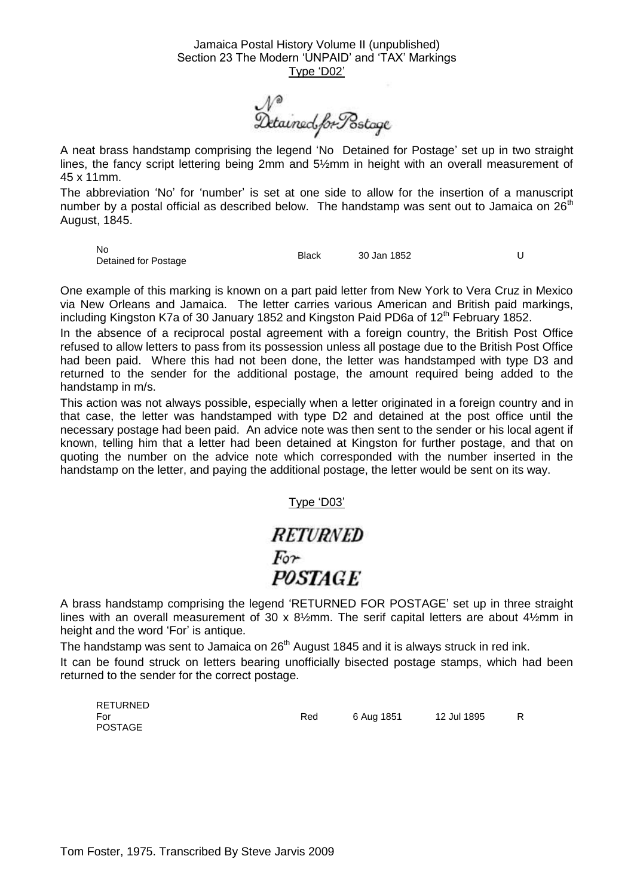Jamaica Postal History Volume II (unpublished)
Section 23 The Modern 'UNPAID' and 'TAX' Markings
Type 'D02'

No
Detained for Postage

A neat brass handstamp comprising the legend 'No Detained for Postage' set up in two straight lines, the fancy script lettering being 2mm and 5½mm in height with an overall measurement of 45 x 11mm.

The abbreviation 'No' for 'number' is set at one side to allow for the insertion of a manuscript number by a postal official as described below. The handstamp was sent out to Jamaica on 26th August, 1845.

| | | | | |
|---|---|---|---|---|
| No Detained for Postage | Black | 30 Jan 1852 | | U |

One example of this marking is known on a part paid letter from New York to Vera Cruz in Mexico via New Orleans and Jamaica. The letter carries various American and British paid markings, including Kingston K7a of 30 January 1852 and Kingston Paid PD6a of 12th February 1852.

In the absence of a reciprocal postal agreement with a foreign country, the British Post Office refused to allow letters to pass from its possession unless all postage due to the British Post Office had been paid. Where this had not been done, the letter was handstamped with type D3 and returned to the sender for the additional postage, the amount required being added to the handstamp in m/s.

This action was not always possible, especially when a letter originated in a foreign country and in that case, the letter was handstamped with type D2 and detained at the post office until the necessary postage had been paid. An advice note was then sent to the sender or his local agent if known, telling him that a letter had been detained at Kingston for further postage, and that on quoting the number on the advice note which corresponded with the number inserted in the handstamp on the letter, and paying the additional postage, the letter would be sent on its way.

Type 'D03'

***RETURNED***
*For*
***POSTAGE***

A brass handstamp comprising the legend 'RETURNED FOR POSTAGE' set up in three straight lines with an overall measurement of 30 x 8½mm. The serif capital letters are about 4½mm in height and the word 'For' is antique.

The handstamp was sent to Jamaica on 26th August 1845 and it is always struck in red ink.

It can be found struck on letters bearing unofficially bisected postage stamps, which had been returned to the sender for the correct postage.

| | | | | |
|---|---|---|---|---|
| RETURNED For POSTAGE | Red | 6 Aug 1851 | 12 Jul 1895 | R |

Tom Foster, 1975. Transcribed By Steve Jarvis 2009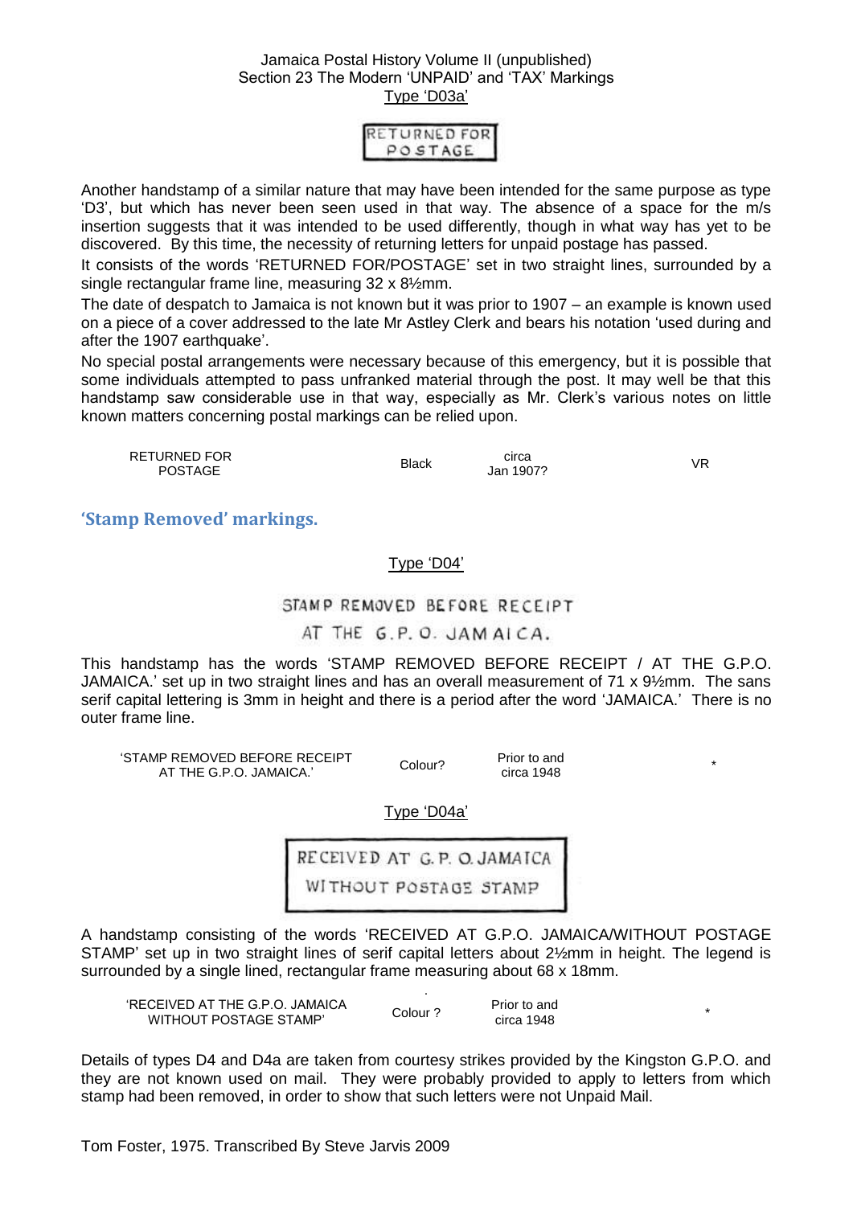Jamaica Postal History Volume II (unpublished)
Section 23 The Modern 'UNPAID' and 'TAX' Markings
Type 'D03a'

RETURNED FOR
POSTAGE

Another handstamp of a similar nature that may have been intended for the same purpose as type 'D3', but which has never been seen used in that way. The absence of a space for the m/s insertion suggests that it was intended to be used differently, though in what way has yet to be discovered. By this time, the necessity of returning letters for unpaid postage has passed.

It consists of the words 'RETURNED FOR/POSTAGE' set in two straight lines, surrounded by a single rectangular frame line, measuring 32 x 8½mm.

The date of despatch to Jamaica is not known but it was prior to 1907 – an example is known used on a piece of a cover addressed to the late Mr Astley Clerk and bears his notation 'used during and after the 1907 earthquake'.

No special postal arrangements were necessary because of this emergency, but it is possible that some individuals attempted to pass unfranked material through the post. It may well be that this handstamp saw considerable use in that way, especially as Mr. Clerk's various notes on little known matters concerning postal markings can be relied upon.

| | | | |
|---|---|---|---|
| RETURNED FOR POSTAGE | Black | circa Jan 1907? | VR |

## 'Stamp Removed' markings.

Type 'D04'

STAMP REMOVED BEFORE RECEIPT
AT THE G.P.O. JAMAICA.

This handstamp has the words 'STAMP REMOVED BEFORE RECEIPT / AT THE G.P.O. JAMAICA.' set up in two straight lines and has an overall measurement of 71 x 9½mm. The sans serif capital lettering is 3mm in height and there is a period after the word 'JAMAICA.' There is no outer frame line.

| | | | |
|---|---|---|---|
| 'STAMP REMOVED BEFORE RECEIPT AT THE G.P.O. JAMAICA.' | Colour? | Prior to and circa 1948 | * |

Type 'D04a'

RECEIVED AT G.P.O. JAMAICA
WITHOUT POSTAGE STAMP

A handstamp consisting of the words 'RECEIVED AT G.P.O. JAMAICA/WITHOUT POSTAGE STAMP' set up in two straight lines of serif capital letters about 2½mm in height. The legend is surrounded by a single lined, rectangular frame measuring about 68 x 18mm.

| | | | |
|---|---|---|---|
| 'RECEIVED AT THE G.P.O. JAMAICA WITHOUT POSTAGE STAMP' | Colour ? | Prior to and circa 1948 | * |

Details of types D4 and D4a are taken from courtesy strikes provided by the Kingston G.P.O. and they are not known used on mail. They were probably provided to apply to letters from which stamp had been removed, in order to show that such letters were not Unpaid Mail.

Tom Foster, 1975. Transcribed By Steve Jarvis 2009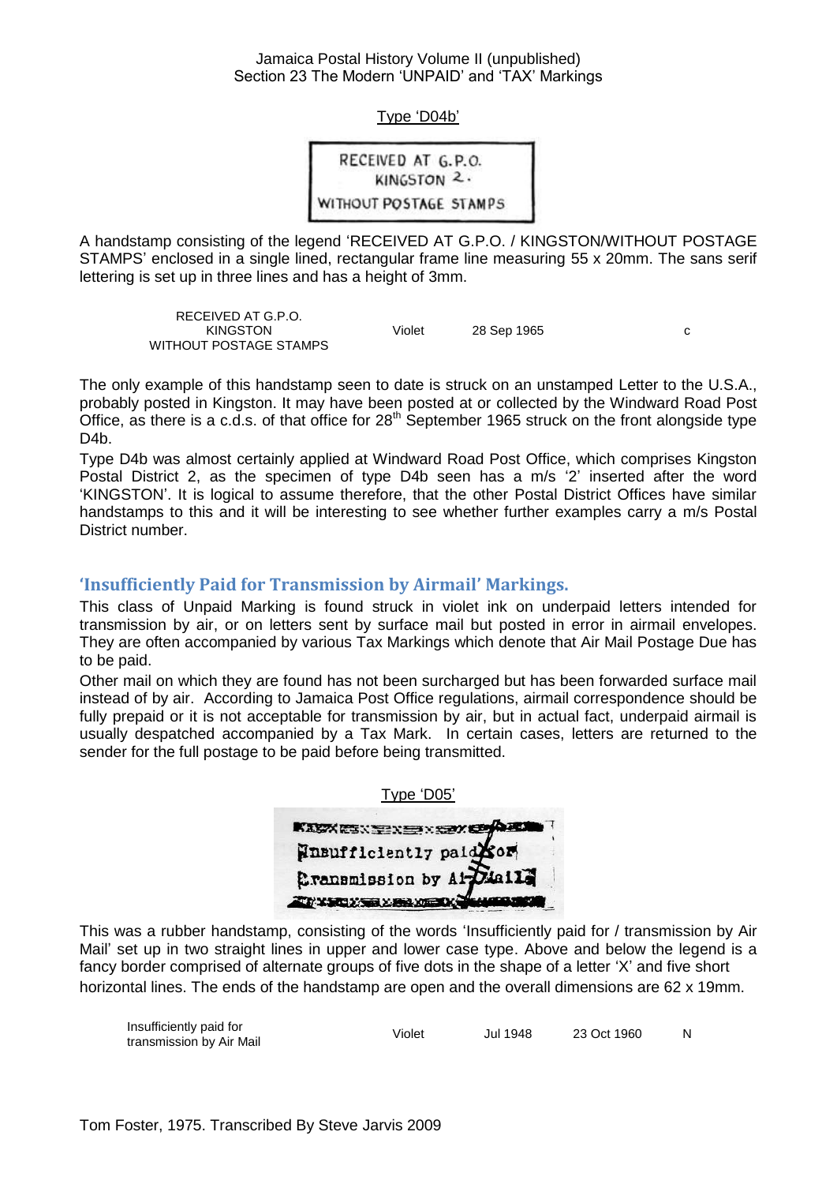Type 'D04b'

A handstamp consisting of the legend 'RECEIVED AT G.P.O. / KINGSTON/WITHOUT POSTAGE STAMPS' enclosed in a single lined, rectangular frame line measuring 55 x 20mm. The sans serif lettering is set up in three lines and has a height of 3mm.

| | | | |
|---|---|---|---|
| RECEIVED AT G.P.O. KINGSTON WITHOUT POSTAGE STAMPS | Violet | 28 Sep 1965 | c |

The only example of this handstamp seen to date is struck on an unstamped Letter to the U.S.A., probably posted in Kingston. It may have been posted at or collected by the Windward Road Post Office, as there is a c.d.s. of that office for 28th September 1965 struck on the front alongside type D4b.

Type D4b was almost certainly applied at Windward Road Post Office, which comprises Kingston Postal District 2, as the specimen of type D4b seen has a m/s '2' inserted after the word 'KINGSTON'. It is logical to assume therefore, that the other Postal District Offices have similar handstamps to this and it will be interesting to see whether further examples carry a m/s Postal District number.

## 'Insufficiently Paid for Transmission by Airmail' Markings.

This class of Unpaid Marking is found struck in violet ink on underpaid letters intended for transmission by air, or on letters sent by surface mail but posted in error in airmail envelopes. They are often accompanied by various Tax Markings which denote that Air Mail Postage Due has to be paid.

Other mail on which they are found has not been surcharged but has been forwarded surface mail instead of by air. According to Jamaica Post Office regulations, airmail correspondence should be fully prepaid or it is not acceptable for transmission by air, but in actual fact, underpaid airmail is usually despatched accompanied by a Tax Mark. In certain cases, letters are returned to the sender for the full postage to be paid before being transmitted.

Type 'D05'

This was a rubber handstamp, consisting of the words 'Insufficiently paid for / transmission by Air Mail' set up in two straight lines in upper and lower case type. Above and below the legend is a fancy border comprised of alternate groups of five dots in the shape of a letter 'X' and five short horizontal lines. The ends of the handstamp are open and the overall dimensions are 62 x 19mm.

| | | | | |
|---|---|---|---|---|
| Insufficiently paid for transmission by Air Mail | Violet | Jul 1948 | 23 Oct 1960 | N |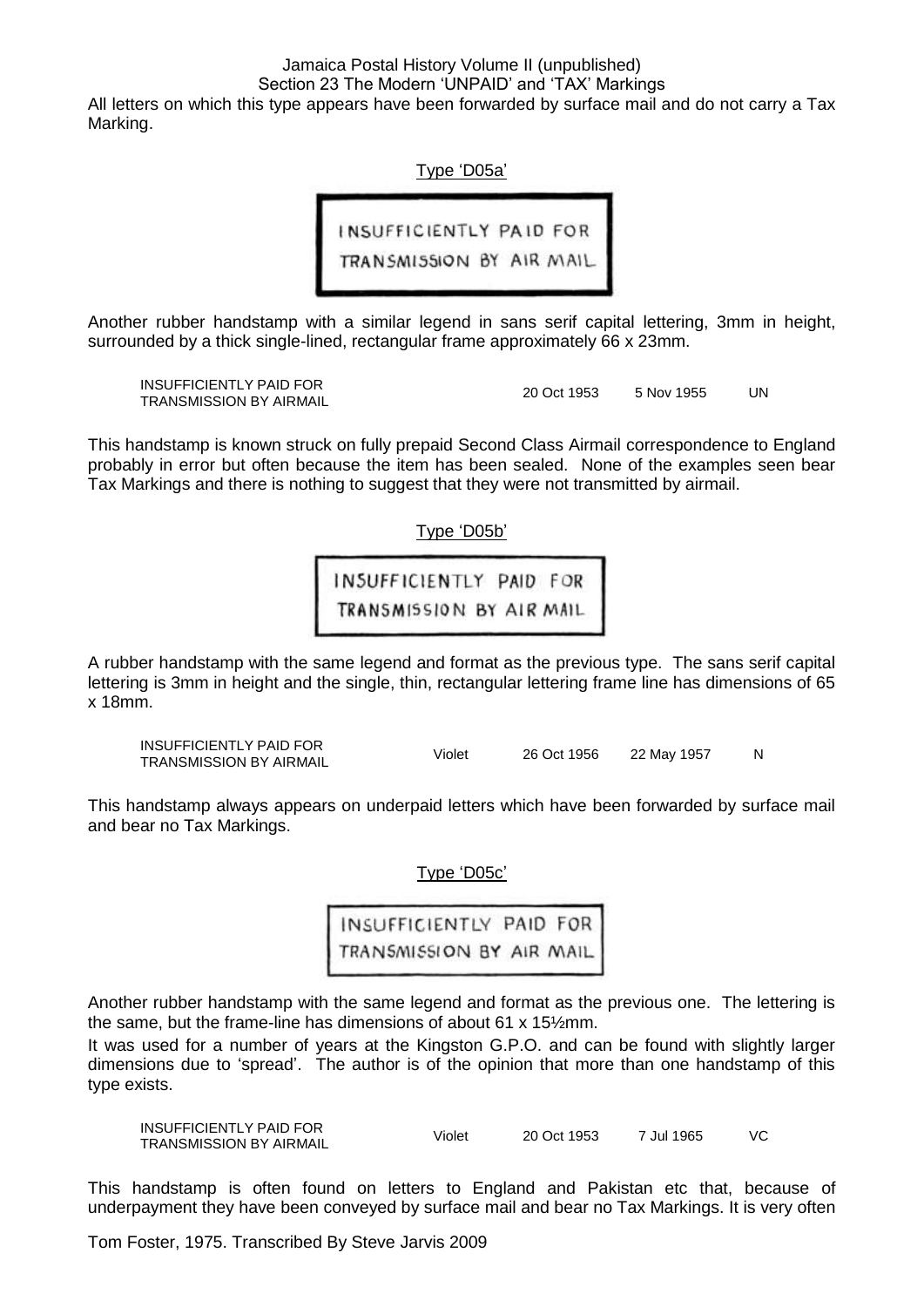All letters on which this type appears have been forwarded by surface mail and do not carry a Tax Marking.

Type 'D05a'

INSUFFICIENTLY PAID FOR
TRANSMISSION BY AIR MAIL

Another rubber handstamp with a similar legend in sans serif capital lettering, 3mm in height, surrounded by a thick single-lined, rectangular frame approximately 66 x 23mm.

| | | | | |
|---|---|---|---|---|
| INSUFFICIENTLY PAID FOR TRANSMISSION BY AIRMAIL | | 20 Oct 1953 | 5 Nov 1955 | UN |

This handstamp is known struck on fully prepaid Second Class Airmail correspondence to England probably in error but often because the item has been sealed. None of the examples seen bear Tax Markings and there is nothing to suggest that they were not transmitted by airmail.

Type 'D05b'

INSUFFICIENTLY PAID FOR
TRANSMISSION BY AIR MAIL

A rubber handstamp with the same legend and format as the previous type. The sans serif capital lettering is 3mm in height and the single, thin, rectangular lettering frame line has dimensions of 65 x 18mm.

| | | | | |
|---|---|---|---|---|
| INSUFFICIENTLY PAID FOR TRANSMISSION BY AIRMAIL | Violet | 26 Oct 1956 | 22 May 1957 | N |

This handstamp always appears on underpaid letters which have been forwarded by surface mail and bear no Tax Markings.

Type 'D05c'

INSUFFICIENTLY PAID FOR
TRANSMISSION BY AIR MAIL

Another rubber handstamp with the same legend and format as the previous one. The lettering is the same, but the frame-line has dimensions of about 61 x 15½mm.

It was used for a number of years at the Kingston G.P.O. and can be found with slightly larger dimensions due to 'spread'. The author is of the opinion that more than one handstamp of this type exists.

| | | | | |
|---|---|---|---|---|
| INSUFFICIENTLY PAID FOR TRANSMISSION BY AIRMAIL | Violet | 20 Oct 1953 | 7 Jul 1965 | VC |

This handstamp is often found on letters to England and Pakistan etc that, because of underpayment they have been conveyed by surface mail and bear no Tax Markings. It is very often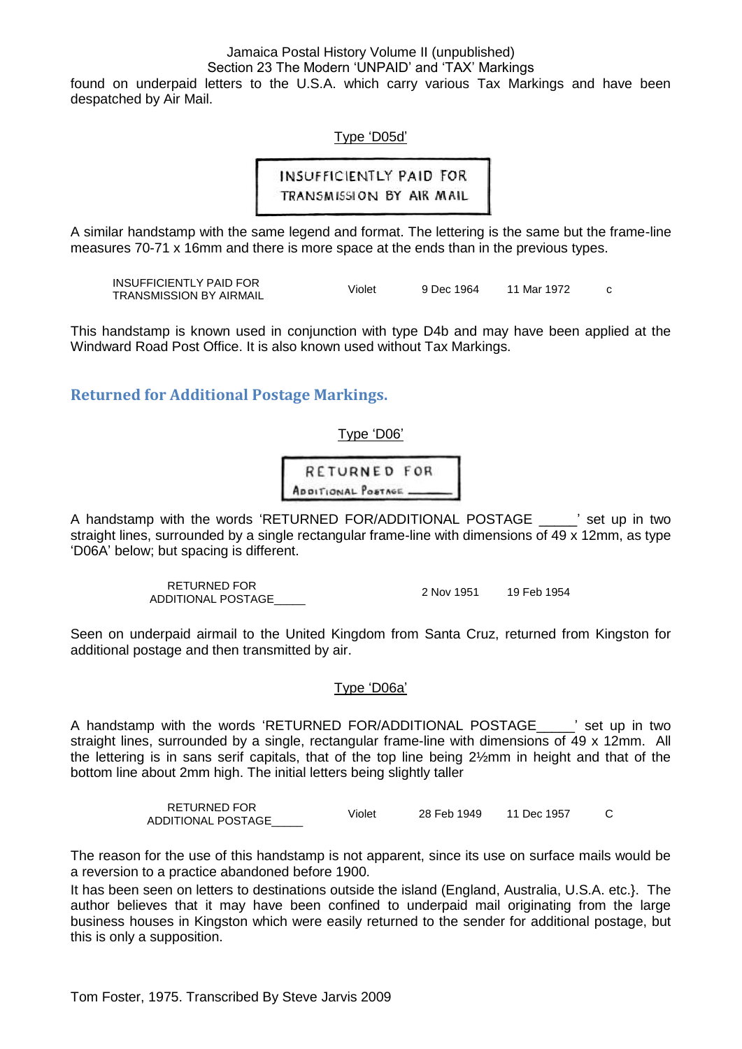found on underpaid letters to the U.S.A. which carry various Tax Markings and have been despatched by Air Mail.

Type 'D05d'

INSUFFICIENTLY PAID FOR
TRANSMISSION BY AIR MAIL

A similar handstamp with the same legend and format. The lettering is the same but the frame-line measures 70-71 x 16mm and there is more space at the ends than in the previous types.

| | | | | |
|---|---|---|---|---|
| INSUFFICIENTLY PAID FOR TRANSMISSION BY AIRMAIL | Violet | 9 Dec 1964 | 11 Mar 1972 | c |

This handstamp is known used in conjunction with type D4b and may have been applied at the Windward Road Post Office. It is also known used without Tax Markings.

## Returned for Additional Postage Markings.

Type 'D06'

RETURNED FOR
ADDITIONAL POSTAGE ______

A handstamp with the words 'RETURNED FOR/ADDITIONAL POSTAGE _____' set up in two straight lines, surrounded by a single rectangular frame-line with dimensions of 49 x 12mm, as type 'D06A' below; but spacing is different.

| | | | | |
|---|---|---|---|---|
| RETURNED FOR ADDITIONAL POSTAGE_____ | | 2 Nov 1951 | 19 Feb 1954 | |

Seen on underpaid airmail to the United Kingdom from Santa Cruz, returned from Kingston for additional postage and then transmitted by air.

Type 'D06a'

A handstamp with the words 'RETURNED FOR/ADDITIONAL POSTAGE_____' set up in two straight lines, surrounded by a single, rectangular frame-line with dimensions of 49 x 12mm. All the lettering is in sans serif capitals, that of the top line being 2½mm in height and that of the bottom line about 2mm high. The initial letters being slightly taller

| | | | | |
|---|---|---|---|---|
| RETURNED FOR ADDITIONAL POSTAGE_____ | Violet | 28 Feb 1949 | 11 Dec 1957 | C |

The reason for the use of this handstamp is not apparent, since its use on surface mails would be a reversion to a practice abandoned before 1900.

It has been seen on letters to destinations outside the island (England, Australia, U.S.A. etc.}. The author believes that it may have been confined to underpaid mail originating from the large business houses in Kingston which were easily returned to the sender for additional postage, but this is only a supposition.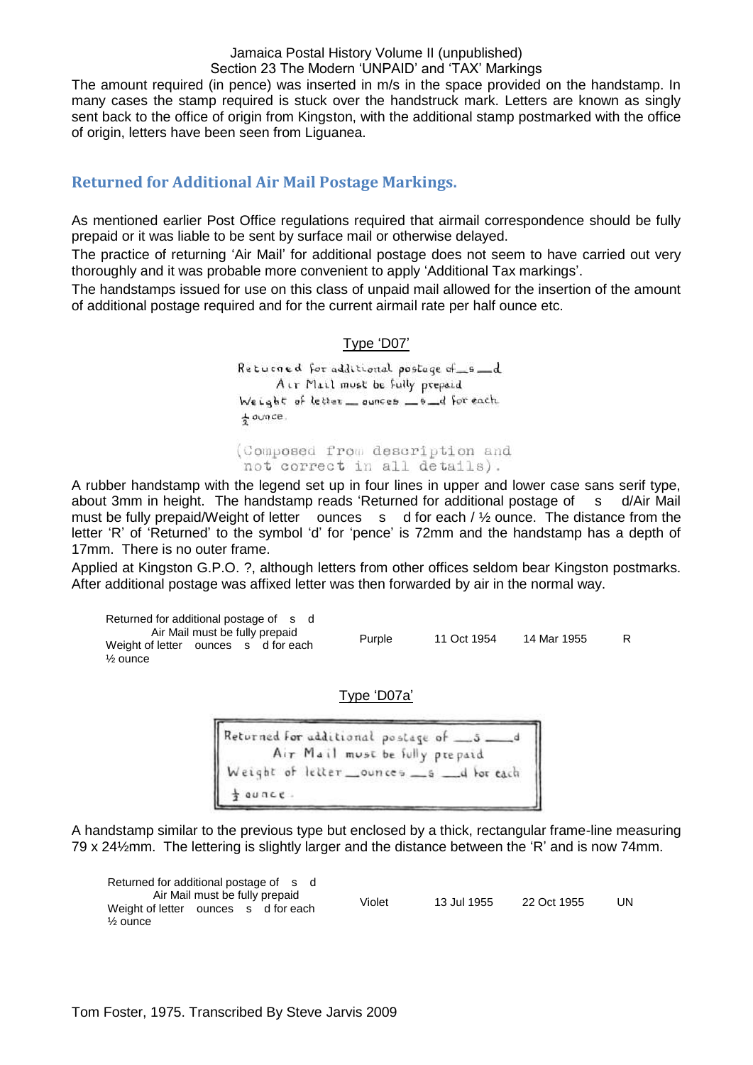The amount required (in pence) was inserted in m/s in the space provided on the handstamp. In many cases the stamp required is stuck over the handstruck mark. Letters are known as singly sent back to the office of origin from Kingston, with the additional stamp postmarked with the office of origin, letters have been seen from Liguanea.

## Returned for Additional Air Mail Postage Markings.

As mentioned earlier Post Office regulations required that airmail correspondence should be fully prepaid or it was liable to be sent by surface mail or otherwise delayed.

The practice of returning 'Air Mail' for additional postage does not seem to have carried out very thoroughly and it was probable more convenient to apply 'Additional Tax markings'.

The handstamps issued for use on this class of unpaid mail allowed for the insertion of the amount of additional postage required and for the current airmail rate per half ounce etc.

Type 'D07'

Returned for additional postage of __s __d
Air Mail must be fully prepaid
Weight of letter __ ounces __s __d for each
½ ounce.

(Composed from description and not correct in all details).

A rubber handstamp with the legend set up in four lines in upper and lower case sans serif type, about 3mm in height. The handstamp reads 'Returned for additional postage of s d/Air Mail must be fully prepaid/Weight of letter ounces s d for each / ½ ounce. The distance from the letter 'R' of 'Returned' to the symbol 'd' for 'pence' is 72mm and the handstamp has a depth of 17mm. There is no outer frame.

Applied at Kingston G.P.O. ?, although letters from other offices seldom bear Kingston postmarks. After additional postage was affixed letter was then forwarded by air in the normal way.

| | | | | |
|---|---|---|---|---|
| Returned for additional postage of s d<br>Air Mail must be fully prepaid<br>Weight of letter ounces s d for each<br>½ ounce | Purple | 11 Oct 1954 | 14 Mar 1955 | R |

Type 'D07a'

Returned for additional postage of __s __d
Air Mail must be fully prepaid
Weight of letter __ounces __s __d for each
½ ounce.

A handstamp similar to the previous type but enclosed by a thick, rectangular frame-line measuring 79 x 24½mm. The lettering is slightly larger and the distance between the 'R' and is now 74mm.

| | | | | |
|---|---|---|---|---|
| Returned for additional postage of s d<br>Air Mail must be fully prepaid<br>Weight of letter ounces s d for each<br>½ ounce | Violet | 13 Jul 1955 | 22 Oct 1955 | UN |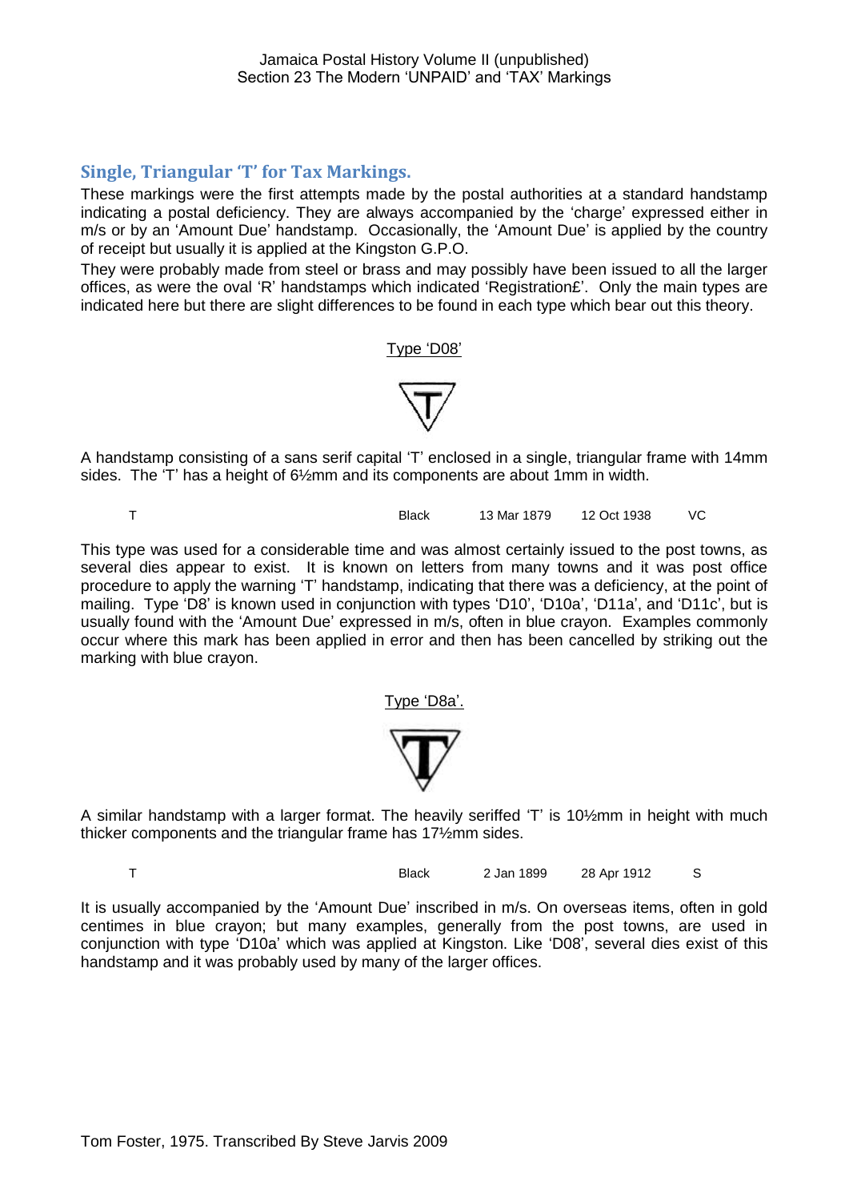## Single, Triangular 'T' for Tax Markings.

These markings were the first attempts made by the postal authorities at a standard handstamp indicating a postal deficiency. They are always accompanied by the 'charge' expressed either in m/s or by an 'Amount Due' handstamp. Occasionally, the 'Amount Due' is applied by the country of receipt but usually it is applied at the Kingston G.P.O.

They were probably made from steel or brass and may possibly have been issued to all the larger offices, as were the oval 'R' handstamps which indicated 'Registration£'. Only the main types are indicated here but there are slight differences to be found in each type which bear out this theory.

Type 'D08'

A handstamp consisting of a sans serif capital 'T' enclosed in a single, triangular frame with 14mm sides. The 'T' has a height of 6½mm and its components are about 1mm in width.

| T | Black | 13 Mar 1879 | 12 Oct 1938 | VC |
|---|---|---|---|---|

This type was used for a considerable time and was almost certainly issued to the post towns, as several dies appear to exist. It is known on letters from many towns and it was post office procedure to apply the warning 'T' handstamp, indicating that there was a deficiency, at the point of mailing. Type 'D8' is known used in conjunction with types 'D10', 'D10a', 'D11a', and 'D11c', but is usually found with the 'Amount Due' expressed in m/s, often in blue crayon. Examples commonly occur where this mark has been applied in error and then has been cancelled by striking out the marking with blue crayon.

Type 'D8a'.

A similar handstamp with a larger format. The heavily seriffed 'T' is 10½mm in height with much thicker components and the triangular frame has 17½mm sides.

| T | Black | 2 Jan 1899 | 28 Apr 1912 | S |
|---|---|---|---|---|

It is usually accompanied by the 'Amount Due' inscribed in m/s. On overseas items, often in gold centimes in blue crayon; but many examples, generally from the post towns, are used in conjunction with type 'D10a' which was applied at Kingston. Like 'D08', several dies exist of this handstamp and it was probably used by many of the larger offices.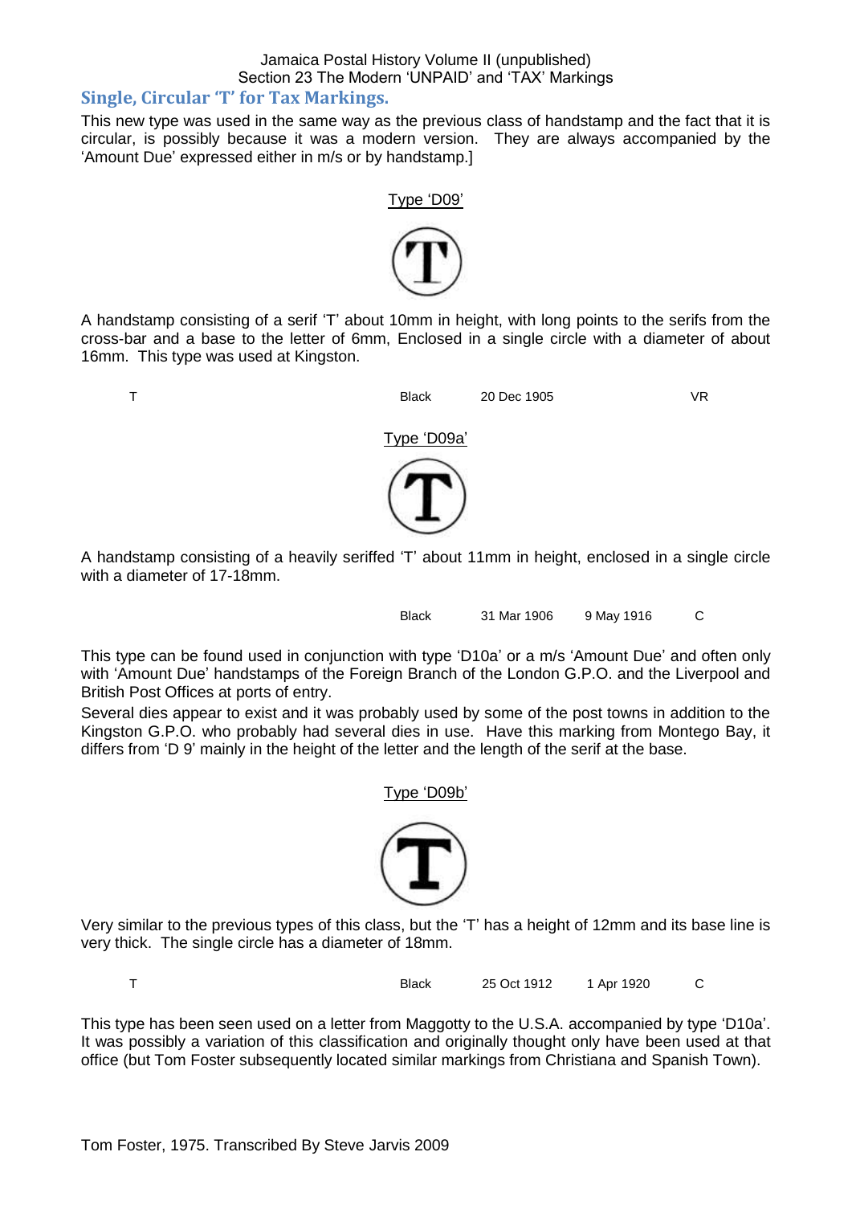Jamaica Postal History Volume II (unpublished)
Section 23 The Modern 'UNPAID' and 'TAX' Markings

## Single, Circular 'T' for Tax Markings.

This new type was used in the same way as the previous class of handstamp and the fact that it is circular, is possibly because it was a modern version. They are always accompanied by the 'Amount Due' expressed either in m/s or by handstamp.]

Type 'D09'

A handstamp consisting of a serif 'T' about 10mm in height, with long points to the serifs from the cross-bar and a base to the letter of 6mm, Enclosed in a single circle with a diameter of about 16mm. This type was used at Kingston.

| T | Black | 20 Dec 1905 | | VR |
|---|---|---|---|---|

Type 'D09a'

A handstamp consisting of a heavily seriffed 'T' about 11mm in height, enclosed in a single circle with a diameter of 17-18mm.

| | Black | 31 Mar 1906 | 9 May 1916 | C |
|---|---|---|---|---|

This type can be found used in conjunction with type 'D10a' or a m/s 'Amount Due' and often only with 'Amount Due' handstamps of the Foreign Branch of the London G.P.O. and the Liverpool and British Post Offices at ports of entry.

Several dies appear to exist and it was probably used by some of the post towns in addition to the Kingston G.P.O. who probably had several dies in use. Have this marking from Montego Bay, it differs from 'D 9' mainly in the height of the letter and the length of the serif at the base.

Type 'D09b'

Very similar to the previous types of this class, but the 'T' has a height of 12mm and its base line is very thick. The single circle has a diameter of 18mm.

| T | Black | 25 Oct 1912 | 1 Apr 1920 | C |
|---|---|---|---|---|

This type has been seen used on a letter from Maggotty to the U.S.A. accompanied by type 'D10a'. It was possibly a variation of this classification and originally thought only have been used at that office (but Tom Foster subsequently located similar markings from Christiana and Spanish Town).

Tom Foster, 1975. Transcribed By Steve Jarvis 2009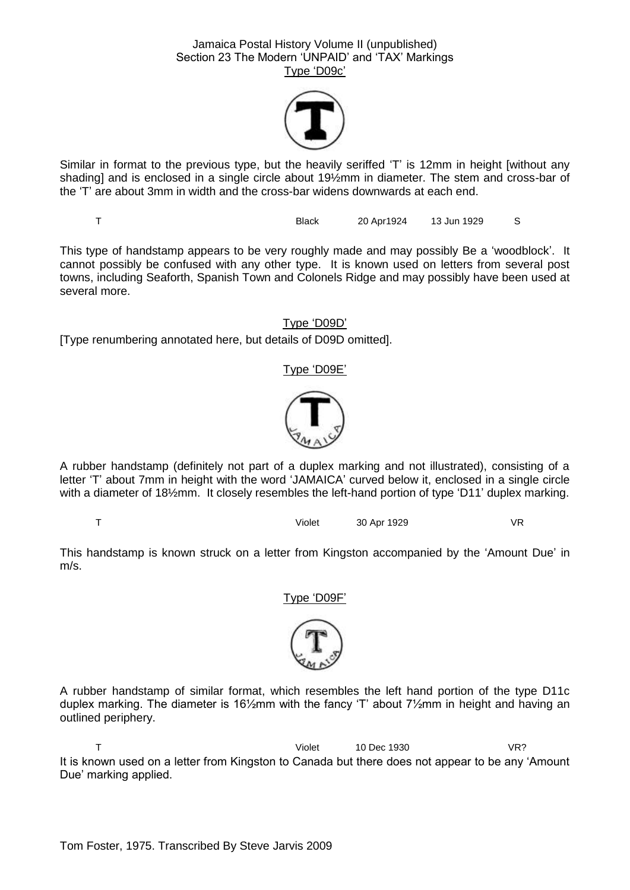Type 'D09c'

Similar in format to the previous type, but the heavily seriffed 'T' is 12mm in height [without any shading] and is enclosed in a single circle about 19½mm in diameter. The stem and cross-bar of the 'T' are about 3mm in width and the cross-bar widens downwards at each end.

| | | | | |
|---|---|---|---|---|
| T | Black | 20 Apr1924 | 13 Jun 1929 | S |

This type of handstamp appears to be very roughly made and may possibly Be a 'woodblock'. It cannot possibly be confused with any other type. It is known used on letters from several post towns, including Seaforth, Spanish Town and Colonels Ridge and may possibly have been used at several more.

Type 'D09D'

[Type renumbering annotated here, but details of D09D omitted].

Type 'D09E'

A rubber handstamp (definitely not part of a duplex marking and not illustrated), consisting of a letter 'T' about 7mm in height with the word 'JAMAICA' curved below it, enclosed in a single circle with a diameter of 18½mm. It closely resembles the left-hand portion of type 'D11' duplex marking.

| | | | | |
|---|---|---|---|---|
| T | Violet | 30 Apr 1929 | | VR |

This handstamp is known struck on a letter from Kingston accompanied by the 'Amount Due' in m/s.

Type 'D09F'

A rubber handstamp of similar format, which resembles the left hand portion of the type D11c duplex marking. The diameter is 16½mm with the fancy 'T' about 7½mm in height and having an outlined periphery.

| | | | | |
|---|---|---|---|---|
| T | Violet | 10 Dec 1930 | | VR? |

It is known used on a letter from Kingston to Canada but there does not appear to be any 'Amount Due' marking applied.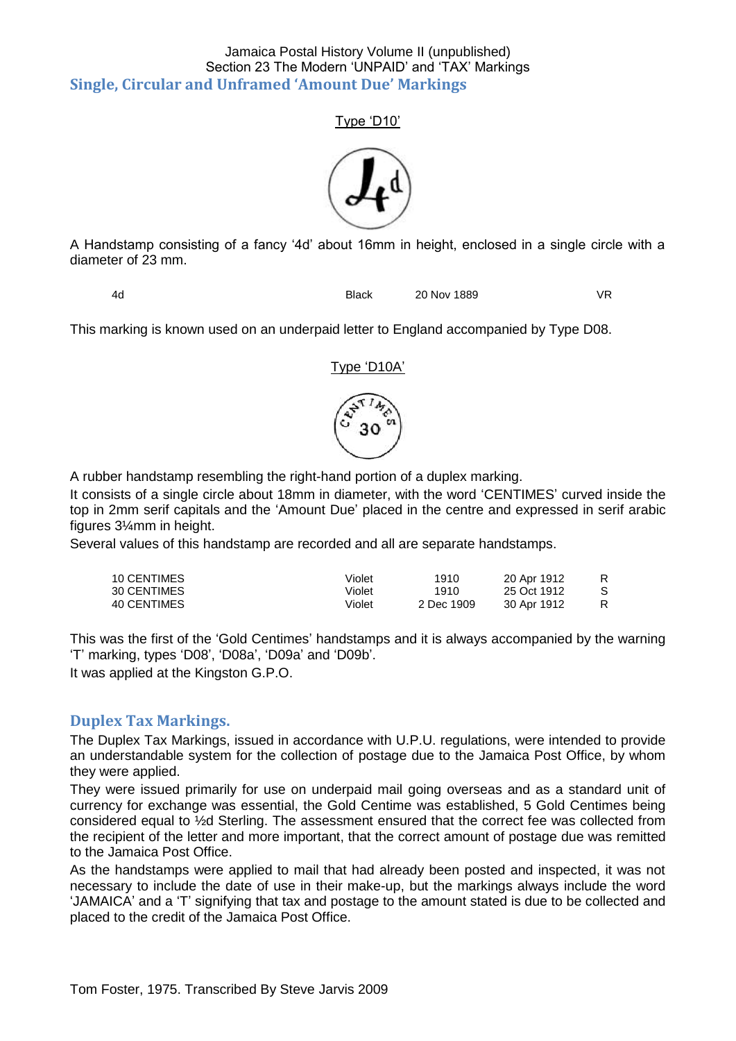Jamaica Postal History Volume II (unpublished)
Section 23 The Modern 'UNPAID' and 'TAX' Markings

## Single, Circular and Unframed 'Amount Due' Markings

Type 'D10'

A Handstamp consisting of a fancy '4d' about 16mm in height, enclosed in a single circle with a diameter of 23 mm.

| | | | |
|---|---|---|---|
| 4d | Black | 20 Nov 1889 | VR |

This marking is known used on an underpaid letter to England accompanied by Type D08.

Type 'D10A'

A rubber handstamp resembling the right-hand portion of a duplex marking.

It consists of a single circle about 18mm in diameter, with the word 'CENTIMES' curved inside the top in 2mm serif capitals and the 'Amount Due' placed in the centre and expressed in serif arabic figures 3¼mm in height.

Several values of this handstamp are recorded and all are separate handstamps.

| | | | | |
|---|---|---|---|---|
| 10 CENTIMES | Violet | 1910 | 20 Apr 1912 | R |
| 30 CENTIMES | Violet | 1910 | 25 Oct 1912 | S |
| 40 CENTIMES | Violet | 2 Dec 1909 | 30 Apr 1912 | R |

This was the first of the 'Gold Centimes' handstamps and it is always accompanied by the warning 'T' marking, types 'D08', 'D08a', 'D09a' and 'D09b'.

It was applied at the Kingston G.P.O.

## Duplex Tax Markings.

The Duplex Tax Markings, issued in accordance with U.P.U. regulations, were intended to provide an understandable system for the collection of postage due to the Jamaica Post Office, by whom they were applied.

They were issued primarily for use on underpaid mail going overseas and as a standard unit of currency for exchange was essential, the Gold Centime was established, 5 Gold Centimes being considered equal to ½d Sterling. The assessment ensured that the correct fee was collected from the recipient of the letter and more important, that the correct amount of postage due was remitted to the Jamaica Post Office.

As the handstamps were applied to mail that had already been posted and inspected, it was not necessary to include the date of use in their make-up, but the markings always include the word 'JAMAICA' and a 'T' signifying that tax and postage to the amount stated is due to be collected and placed to the credit of the Jamaica Post Office.

Tom Foster, 1975. Transcribed By Steve Jarvis 2009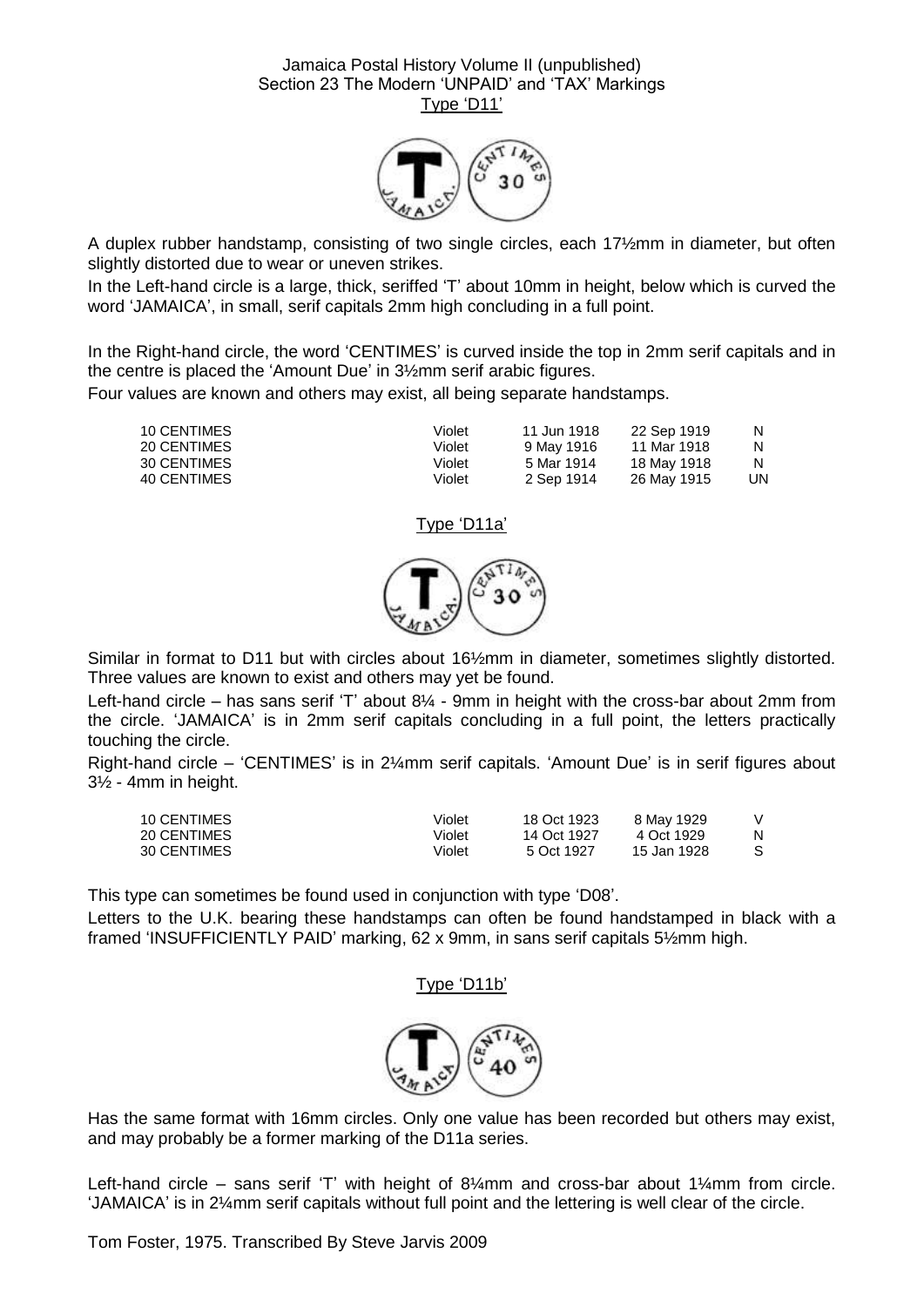Jamaica Postal History Volume II (unpublished)
Section 23 The Modern 'UNPAID' and 'TAX' Markings

## Type 'D11'

A duplex rubber handstamp, consisting of two single circles, each 17½mm in diameter, but often slightly distorted due to wear or uneven strikes.

In the Left-hand circle is a large, thick, seriffed 'T' about 10mm in height, below which is curved the word 'JAMAICA', in small, serif capitals 2mm high concluding in a full point.

In the Right-hand circle, the word 'CENTIMES' is curved inside the top in 2mm serif capitals and in the centre is placed the 'Amount Due' in 3½mm serif arabic figures.

Four values are known and others may exist, all being separate handstamps.

| | | | | |
|---|---|---|---|---|
| 10 CENTIMES | Violet | 11 Jun 1918 | 22 Sep 1919 | N |
| 20 CENTIMES | Violet | 9 May 1916 | 11 Mar 1918 | N |
| 30 CENTIMES | Violet | 5 Mar 1914 | 18 May 1918 | N |
| 40 CENTIMES | Violet | 2 Sep 1914 | 26 May 1915 | UN |

## Type 'D11a'

Similar in format to D11 but with circles about 16½mm in diameter, sometimes slightly distorted. Three values are known to exist and others may yet be found.

Left-hand circle – has sans serif 'T' about 8¼ - 9mm in height with the cross-bar about 2mm from the circle. 'JAMAICA' is in 2mm serif capitals concluding in a full point, the letters practically touching the circle.

Right-hand circle – 'CENTIMES' is in 2¼mm serif capitals. 'Amount Due' is in serif figures about 3½ - 4mm in height.

| | | | | |
|---|---|---|---|---|
| 10 CENTIMES | Violet | 18 Oct 1923 | 8 May 1929 | V |
| 20 CENTIMES | Violet | 14 Oct 1927 | 4 Oct 1929 | N |
| 30 CENTIMES | Violet | 5 Oct 1927 | 15 Jan 1928 | S |

This type can sometimes be found used in conjunction with type 'D08'.

Letters to the U.K. bearing these handstamps can often be found handstamped in black with a framed 'INSUFFICIENTLY PAID' marking, 62 x 9mm, in sans serif capitals 5½mm high.

## Type 'D11b'

Has the same format with 16mm circles. Only one value has been recorded but others may exist, and may probably be a former marking of the D11a series.

Left-hand circle – sans serif 'T' with height of 8¼mm and cross-bar about 1¼mm from circle. 'JAMAICA' is in 2¼mm serif capitals without full point and the lettering is well clear of the circle.

Tom Foster, 1975. Transcribed By Steve Jarvis 2009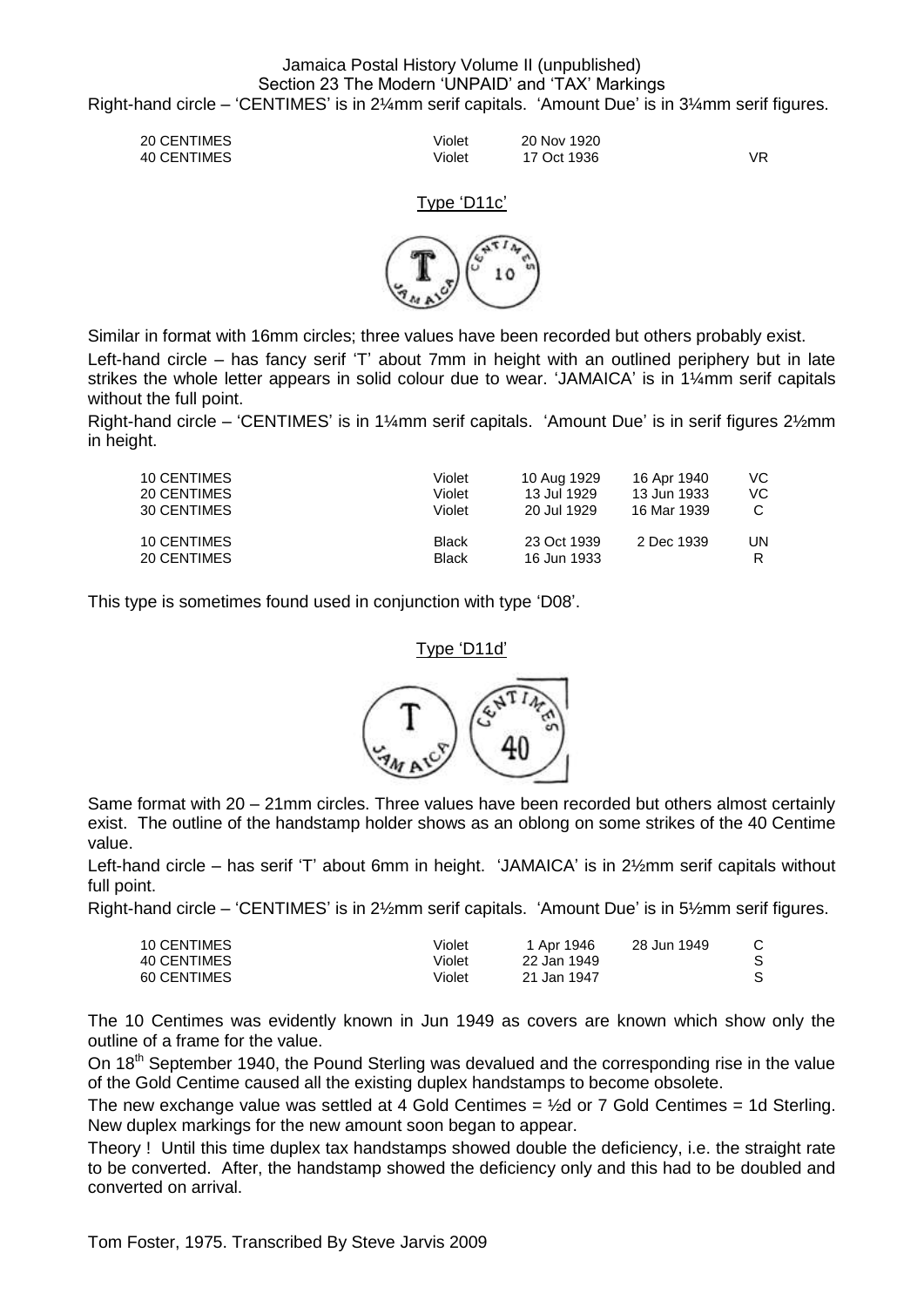Right-hand circle – 'CENTIMES' is in 2¼mm serif capitals. 'Amount Due' is in 3¼mm serif figures.

| | | | | |
|---|---|---|---|---|
| 20 CENTIMES | Violet | 20 Nov 1920 | | |
| 40 CENTIMES | Violet | 17 Oct 1936 | | VR |

Type 'D11c'

Similar in format with 16mm circles; three values have been recorded but others probably exist.

Left-hand circle – has fancy serif 'T' about 7mm in height with an outlined periphery but in late strikes the whole letter appears in solid colour due to wear. 'JAMAICA' is in 1¼mm serif capitals without the full point.

Right-hand circle – 'CENTIMES' is in 1¼mm serif capitals. 'Amount Due' is in serif figures 2½mm in height.

| | | | | |
|---|---|---|---|---|
| 10 CENTIMES | Violet | 10 Aug 1929 | 16 Apr 1940 | VC |
| 20 CENTIMES | Violet | 13 Jul 1929 | 13 Jun 1933 | VC |
| 30 CENTIMES | Violet | 20 Jul 1929 | 16 Mar 1939 | C |
| 10 CENTIMES | Black | 23 Oct 1939 | 2 Dec 1939 | UN |
| 20 CENTIMES | Black | 16 Jun 1933 | | R |

This type is sometimes found used in conjunction with type 'D08'.

Type 'D11d'

Same format with 20 – 21mm circles. Three values have been recorded but others almost certainly exist. The outline of the handstamp holder shows as an oblong on some strikes of the 40 Centime value.

Left-hand circle – has serif 'T' about 6mm in height. 'JAMAICA' is in 2½mm serif capitals without full point.

Right-hand circle – 'CENTIMES' is in 2½mm serif capitals. 'Amount Due' is in 5½mm serif figures.

| | | | | |
|---|---|---|---|---|
| 10 CENTIMES | Violet | 1 Apr 1946 | 28 Jun 1949 | C |
| 40 CENTIMES | Violet | 22 Jan 1949 | | S |
| 60 CENTIMES | Violet | 21 Jan 1947 | | S |

The 10 Centimes was evidently known in Jun 1949 as covers are known which show only the outline of a frame for the value.

On 18th September 1940, the Pound Sterling was devalued and the corresponding rise in the value of the Gold Centime caused all the existing duplex handstamps to become obsolete.

The new exchange value was settled at 4 Gold Centimes = ½d or 7 Gold Centimes = 1d Sterling. New duplex markings for the new amount soon began to appear.

Theory ! Until this time duplex tax handstamps showed double the deficiency, i.e. the straight rate to be converted. After, the handstamp showed the deficiency only and this had to be doubled and converted on arrival.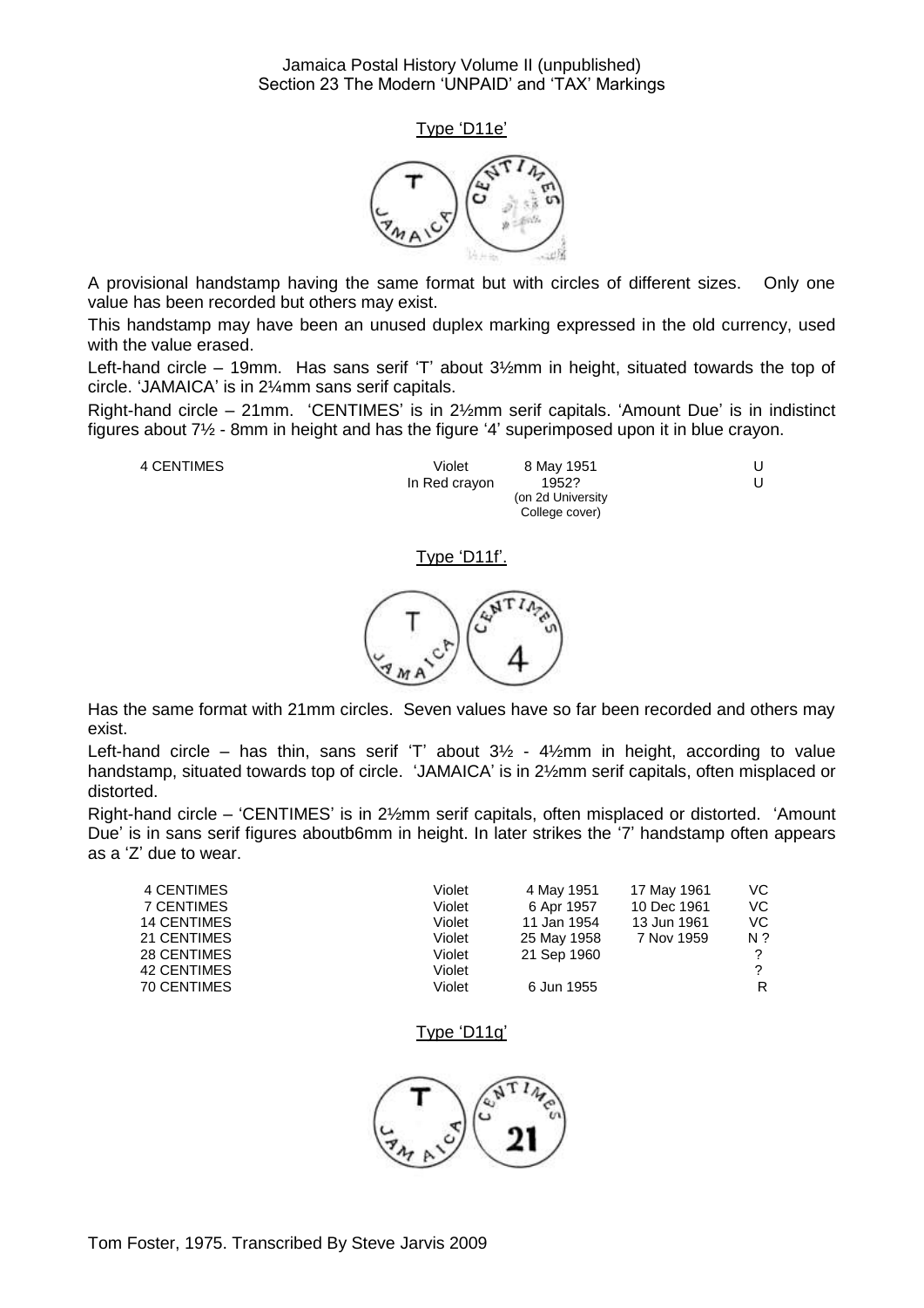## Type 'D11e'

A provisional handstamp having the same format but with circles of different sizes. Only one value has been recorded but others may exist.

This handstamp may have been an unused duplex marking expressed in the old currency, used with the value erased.

Left-hand circle – 19mm. Has sans serif 'T' about 3½mm in height, situated towards the top of circle. 'JAMAICA' is in 2¼mm sans serif capitals.

Right-hand circle – 21mm. 'CENTIMES' is in 2½mm serif capitals. 'Amount Due' is in indistinct figures about 7½ - 8mm in height and has the figure '4' superimposed upon it in blue crayon.

| | | | | |
|---|---|---|---|---|
| 4 CENTIMES | Violet | 8 May 1951 | | U |
| | In Red crayon | 1952? (on 2d University College cover) | | U |

## Type 'D11f'.

Has the same format with 21mm circles. Seven values have so far been recorded and others may exist.

Left-hand circle – has thin, sans serif 'T' about 3½ - 4½mm in height, according to value handstamp, situated towards top of circle. 'JAMAICA' is in 2½mm serif capitals, often misplaced or distorted.

Right-hand circle – 'CENTIMES' is in 2½mm serif capitals, often misplaced or distorted. 'Amount Due' is in sans serif figures aboutb6mm in height. In later strikes the '7' handstamp often appears as a 'Z' due to wear.

| | | | | |
|---|---|---|---|---|
| 4 CENTIMES | Violet | 4 May 1951 | 17 May 1961 | VC |
| 7 CENTIMES | Violet | 6 Apr 1957 | 10 Dec 1961 | VC |
| 14 CENTIMES | Violet | 11 Jan 1954 | 13 Jun 1961 | VC |
| 21 CENTIMES | Violet | 25 May 1958 | 7 Nov 1959 | N ? |
| 28 CENTIMES | Violet | 21 Sep 1960 | | ? |
| 42 CENTIMES | Violet | | | ? |
| 70 CENTIMES | Violet | 6 Jun 1955 | | R |

## Type 'D11g'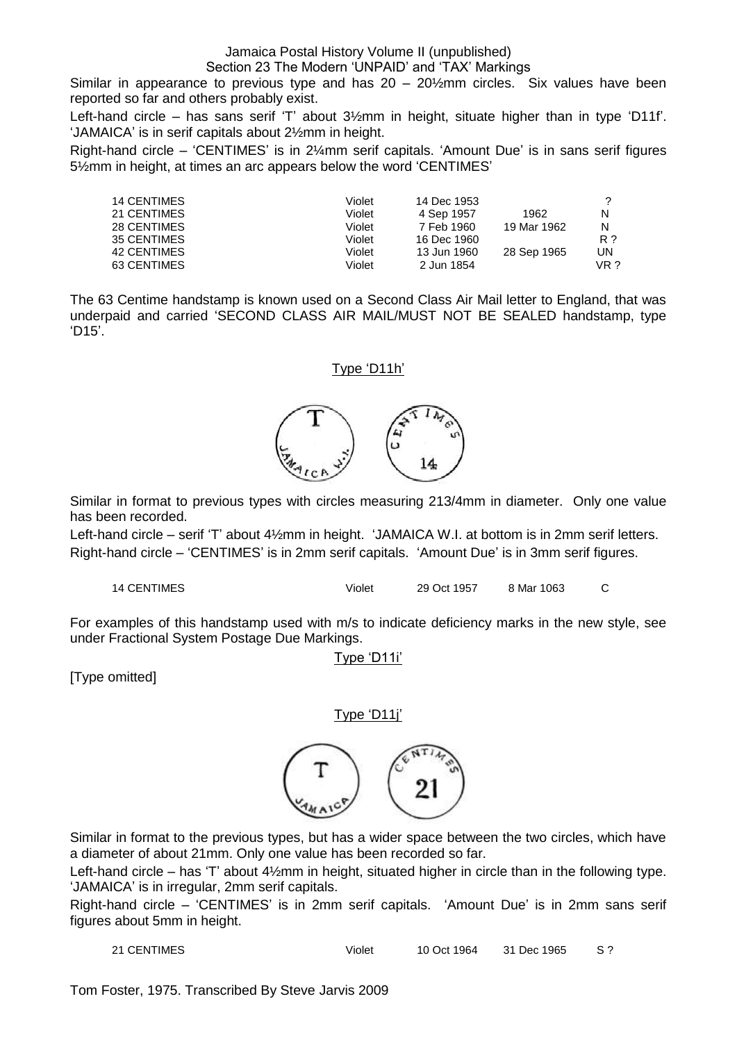Similar in appearance to previous type and has 20 – 20½mm circles. Six values have been reported so far and others probably exist.

Left-hand circle – has sans serif 'T' about 3½mm in height, situate higher than in type 'D11f'. 'JAMAICA' is in serif capitals about 2½mm in height.

Right-hand circle – 'CENTIMES' is in 2¼mm serif capitals. 'Amount Due' is in sans serif figures 5½mm in height, at times an arc appears below the word 'CENTIMES'

| | | | | |
|---|---|---|---|---|
| 14 CENTIMES | Violet | 14 Dec 1953 | | ? |
| 21 CENTIMES | Violet | 4 Sep 1957 | 1962 | N |
| 28 CENTIMES | Violet | 7 Feb 1960 | 19 Mar 1962 | N |
| 35 CENTIMES | Violet | 16 Dec 1960 | | R ? |
| 42 CENTIMES | Violet | 13 Jun 1960 | 28 Sep 1965 | UN |
| 63 CENTIMES | Violet | 2 Jun 1854 | | VR ? |

The 63 Centime handstamp is known used on a Second Class Air Mail letter to England, that was underpaid and carried 'SECOND CLASS AIR MAIL/MUST NOT BE SEALED handstamp, type 'D15'.

## Type 'D11h'

Similar in format to previous types with circles measuring 213/4mm in diameter. Only one value has been recorded.

Left-hand circle – serif 'T' about 4½mm in height. 'JAMAICA W.I. at bottom is in 2mm serif letters.

Right-hand circle – 'CENTIMES' is in 2mm serif capitals. 'Amount Due' is in 3mm serif figures.

| | | | | |
|---|---|---|---|---|
| 14 CENTIMES | Violet | 29 Oct 1957 | 8 Mar 1063 | C |

For examples of this handstamp used with m/s to indicate deficiency marks in the new style, see under Fractional System Postage Due Markings.

## Type 'D11i'

[Type omitted]

## Type 'D11j'

Similar in format to the previous types, but has a wider space between the two circles, which have a diameter of about 21mm. Only one value has been recorded so far.

Left-hand circle – has 'T' about 4½mm in height, situated higher in circle than in the following type. 'JAMAICA' is in irregular, 2mm serif capitals.

Right-hand circle – 'CENTIMES' is in 2mm serif capitals. 'Amount Due' is in 2mm sans serif figures about 5mm in height.

| | | | | |
|---|---|---|---|---|
| 21 CENTIMES | Violet | 10 Oct 1964 | 31 Dec 1965 | S ? |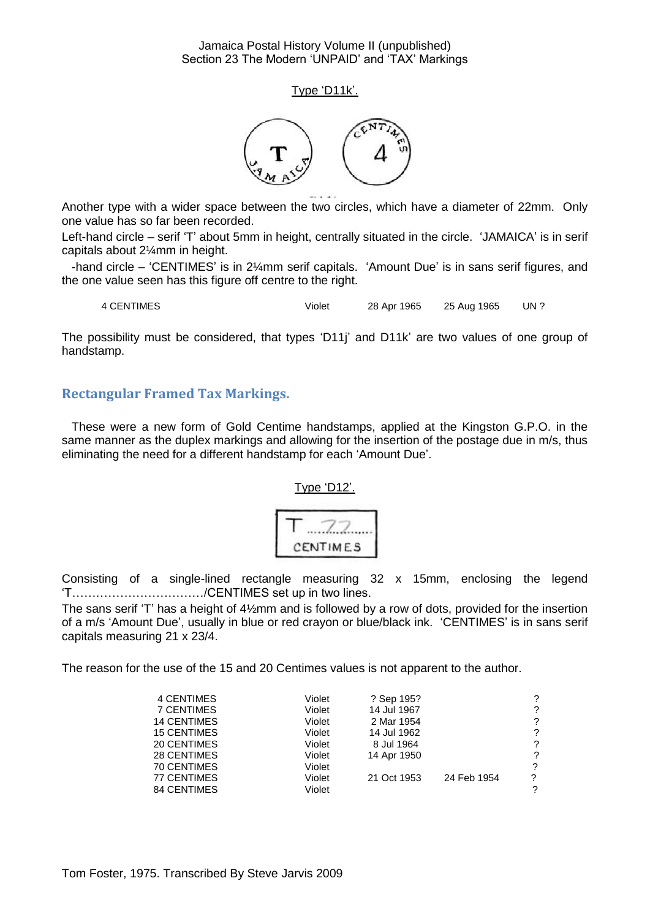Type 'D11k'.

Another type with a wider space between the two circles, which have a diameter of 22mm. Only one value has so far been recorded.

Left-hand circle – serif 'T' about 5mm in height, centrally situated in the circle. 'JAMAICA' is in serif capitals about 2¼mm in height.

-hand circle – 'CENTIMES' is in 2¼mm serif capitals. 'Amount Due' is in sans serif figures, and the one value seen has this figure off centre to the right.

| | | | | |
|---|---|---|---|---|
| 4 CENTIMES | Violet | 28 Apr 1965 | 25 Aug 1965 | UN ? |

The possibility must be considered, that types 'D11j' and D11k' are two values of one group of handstamp.

## Rectangular Framed Tax Markings.

These were a new form of Gold Centime handstamps, applied at the Kingston G.P.O. in the same manner as the duplex markings and allowing for the insertion of the postage due in m/s, thus eliminating the need for a different handstamp for each 'Amount Due'.

Type 'D12'.

Consisting of a single-lined rectangle measuring 32 x 15mm, enclosing the legend 'T……………………………/CENTIMES set up in two lines.

The sans serif 'T' has a height of 4½mm and is followed by a row of dots, provided for the insertion of a m/s 'Amount Due', usually in blue or red crayon or blue/black ink. 'CENTIMES' is in sans serif capitals measuring 21 x 23/4.

The reason for the use of the 15 and 20 Centimes values is not apparent to the author.

| | | | | |
|---|---|---|---|---|
| 4 CENTIMES | Violet | ? Sep 195? | | ? |
| 7 CENTIMES | Violet | 14 Jul 1967 | | ? |
| 14 CENTIMES | Violet | 2 Mar 1954 | | ? |
| 15 CENTIMES | Violet | 14 Jul 1962 | | ? |
| 20 CENTIMES | Violet | 8 Jul 1964 | | ? |
| 28 CENTIMES | Violet | 14 Apr 1950 | | ? |
| 70 CENTIMES | Violet | | | ? |
| 77 CENTIMES | Violet | 21 Oct 1953 | 24 Feb 1954 | ? |
| 84 CENTIMES | Violet | | | ? |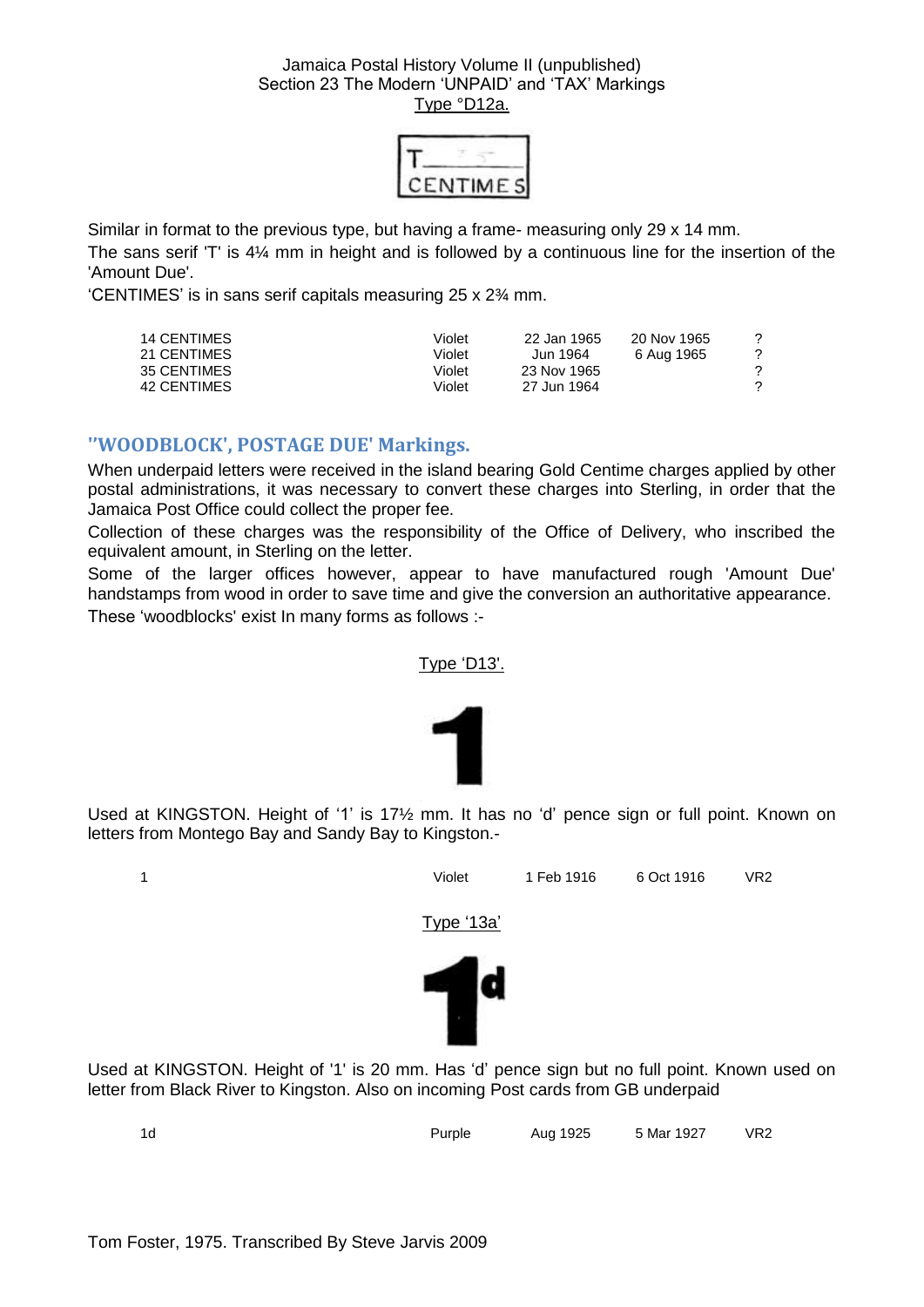Jamaica Postal History Volume II (unpublished)
Section 23 The Modern 'UNPAID' and 'TAX' Markings
Type °D12a.

Similar in format to the previous type, but having a frame- measuring only 29 x 14 mm.

The sans serif 'T' is 4¼ mm in height and is followed by a continuous line for the insertion of the 'Amount Due'.

'CENTIMES' is in sans serif capitals measuring 25 x 2¾ mm.

| | | | | |
|---|---|---|---|---|
| 14 CENTIMES | Violet | 22 Jan 1965 | 20 Nov 1965 | ? |
| 21 CENTIMES | Violet | Jun 1964 | 6 Aug 1965 | ? |
| 35 CENTIMES | Violet | 23 Nov 1965 | | ? |
| 42 CENTIMES | Violet | 27 Jun 1964 | | ? |

## ''WOODBLOCK', POSTAGE DUE' Markings.

When underpaid letters were received in the island bearing Gold Centime charges applied by other postal administrations, it was necessary to convert these charges into Sterling, in order that the Jamaica Post Office could collect the proper fee.

Collection of these charges was the responsibility of the Office of Delivery, who inscribed the equivalent amount, in Sterling on the letter.

Some of the larger offices however, appear to have manufactured rough 'Amount Due' handstamps from wood in order to save time and give the conversion an authoritative appearance.

These 'woodblocks' exist In many forms as follows :-

Type 'D13'.

Used at KINGSTON. Height of '1' is 17½ mm. It has no 'd' pence sign or full point. Known on letters from Montego Bay and Sandy Bay to Kingston.-

| | | | | |
|---|---|---|---|---|
| 1 | Violet | 1 Feb 1916 | 6 Oct 1916 | VR2 |

Type '13a'

Used at KINGSTON. Height of '1' is 20 mm. Has 'd' pence sign but no full point. Known used on letter from Black River to Kingston. Also on incoming Post cards from GB underpaid

| | | | | |
|---|---|---|---|---|
| 1d | Purple | Aug 1925 | 5 Mar 1927 | VR2 |

Tom Foster, 1975. Transcribed By Steve Jarvis 2009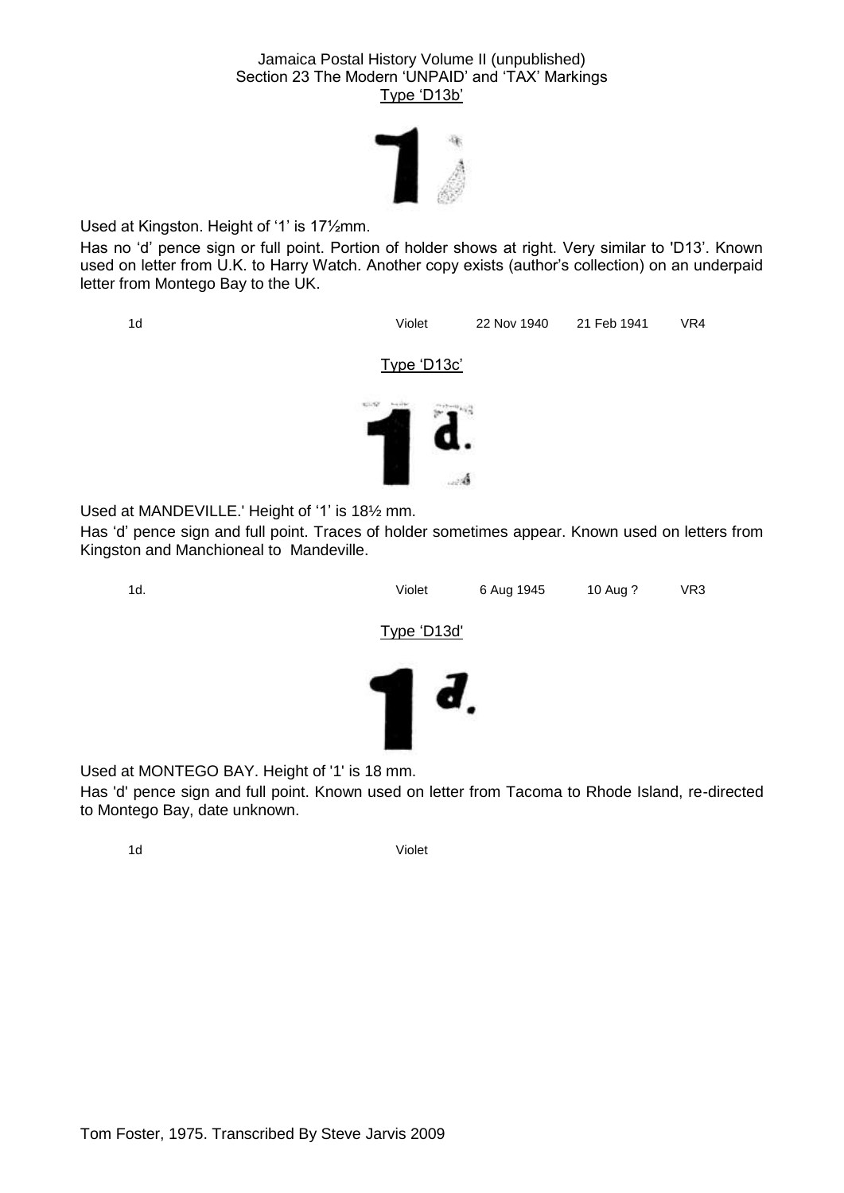Jamaica Postal History Volume II (unpublished)
Section 23 The Modern 'UNPAID' and 'TAX' Markings

Type 'D13b'

Used at Kingston. Height of '1' is 17½mm.

Has no 'd' pence sign or full point. Portion of holder shows at right. Very similar to 'D13'. Known used on letter from U.K. to Harry Watch. Another copy exists (author's collection) on an underpaid letter from Montego Bay to the UK.

| 1d | Violet | 22 Nov 1940 | 21 Feb 1941 | VR4 |
|---|---|---|---|---|

Type 'D13c'

Used at MANDEVILLE.' Height of '1' is 18½ mm.

Has 'd' pence sign and full point. Traces of holder sometimes appear. Known used on letters from Kingston and Manchioneal to Mandeville.

| 1d. | Violet | 6 Aug 1945 | 10 Aug ? | VR3 |
|---|---|---|---|---|

Type 'D13d'

Used at MONTEGO BAY. Height of '1' is 18 mm.

Has 'd' pence sign and full point. Known used on letter from Tacoma to Rhode Island, re-directed to Montego Bay, date unknown.

| 1d | Violet |
|---|---|

Tom Foster, 1975. Transcribed By Steve Jarvis 2009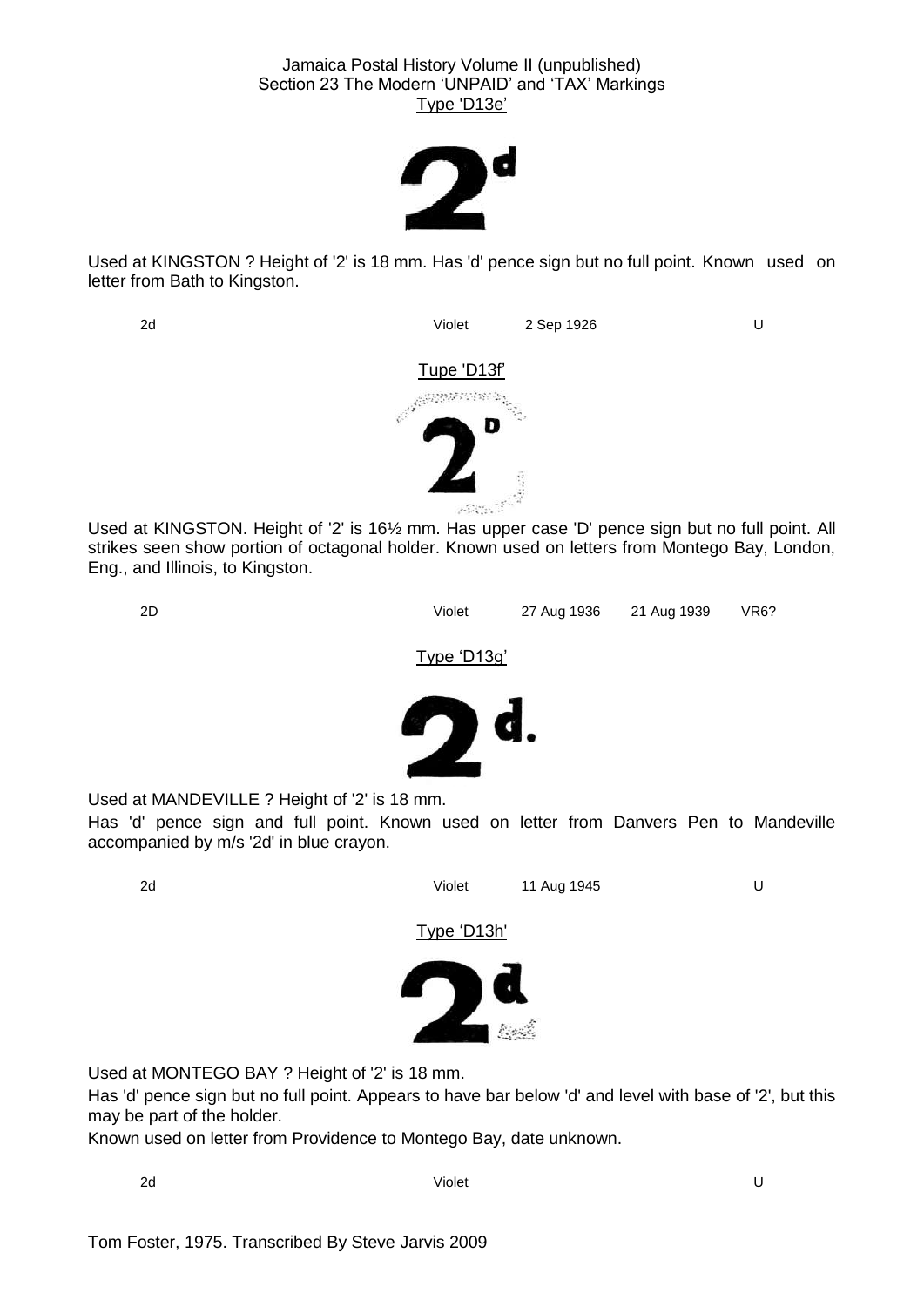Jamaica Postal History Volume II (unpublished)
Section 23 The Modern 'UNPAID' and 'TAX' Markings

## Type 'D13e'

Used at KINGSTON ? Height of '2' is 18 mm. Has 'd' pence sign but no full point. Known used on letter from Bath to Kingston.

| | | | | |
|---|---|---|---|---|
| 2d | Violet | 2 Sep 1926 | | U |

## Tupe 'D13f'

Used at KINGSTON. Height of '2' is 16½ mm. Has upper case 'D' pence sign but no full point. All strikes seen show portion of octagonal holder. Known used on letters from Montego Bay, London, Eng., and Illinois, to Kingston.

| | | | | |
|---|---|---|---|---|
| 2D | Violet | 27 Aug 1936 | 21 Aug 1939 | VR6? |

## Type 'D13g'

Used at MANDEVILLE ? Height of '2' is 18 mm.

Has 'd' pence sign and full point. Known used on letter from Danvers Pen to Mandeville accompanied by m/s '2d' in blue crayon.

| | | | | |
|---|---|---|---|---|
| 2d | Violet | 11 Aug 1945 | | U |

## Type 'D13h'

Used at MONTEGO BAY ? Height of '2' is 18 mm.

Has 'd' pence sign but no full point. Appears to have bar below 'd' and level with base of '2', but this may be part of the holder.

Known used on letter from Providence to Montego Bay, date unknown.

| | | | | |
|---|---|---|---|---|
| 2d | Violet | | | U |

Tom Foster, 1975. Transcribed By Steve Jarvis 2009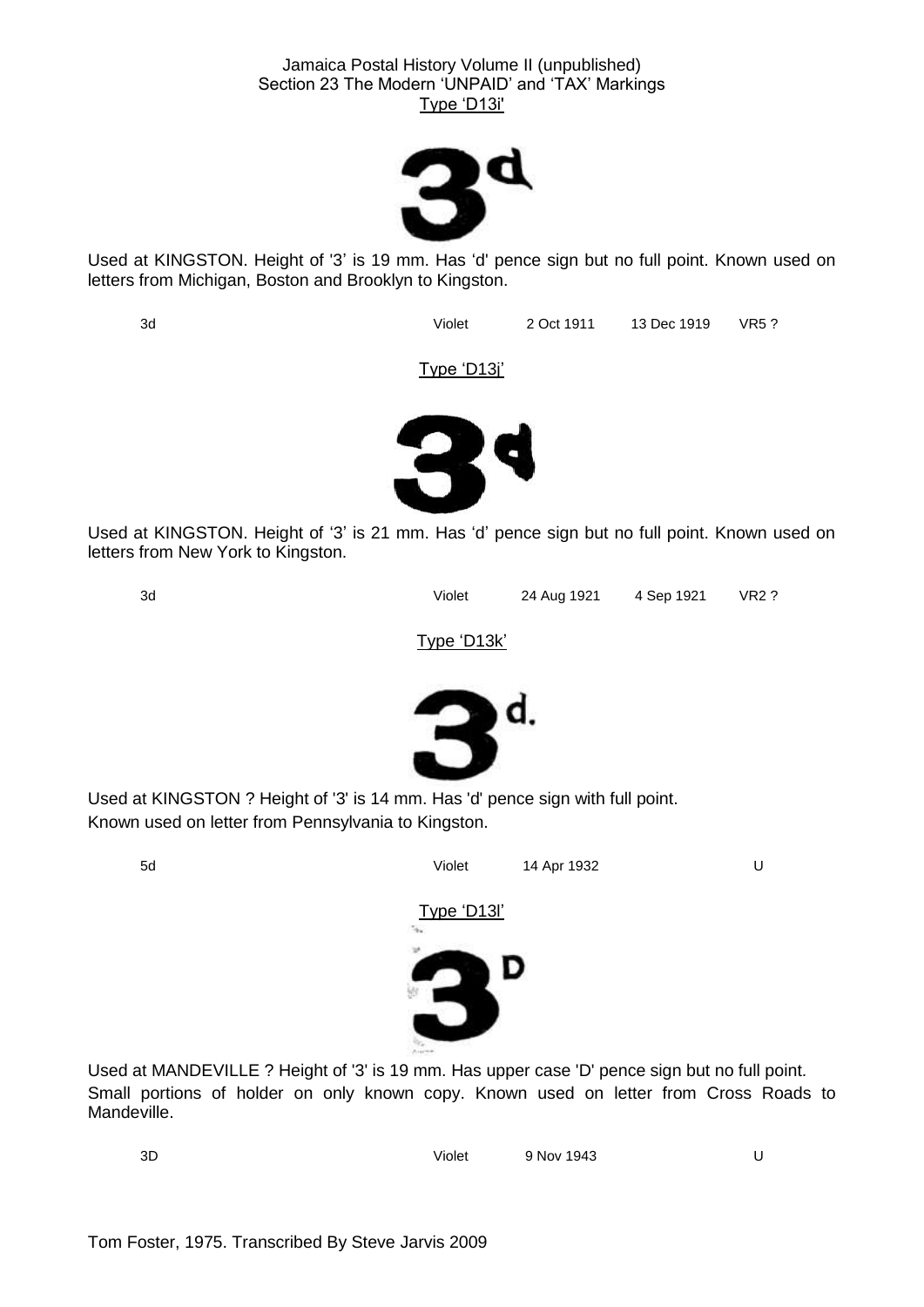Jamaica Postal History Volume II (unpublished)
Section 23 The Modern 'UNPAID' and 'TAX' Markings

### Type 'D13i'

Used at KINGSTON. Height of '3' is 19 mm. Has 'd' pence sign but no full point. Known used on letters from Michigan, Boston and Brooklyn to Kingston.

| | | | | |
|---|---|---|---|---|
| 3d | Violet | 2 Oct 1911 | 13 Dec 1919 | VR5 ? |

### Type 'D13j'

Used at KINGSTON. Height of '3' is 21 mm. Has 'd' pence sign but no full point. Known used on letters from New York to Kingston.

| | | | | |
|---|---|---|---|---|
| 3d | Violet | 24 Aug 1921 | 4 Sep 1921 | VR2 ? |

### Type 'D13k'

Used at KINGSTON ? Height of '3' is 14 mm. Has 'd' pence sign with full point.
Known used on letter from Pennsylvania to Kingston.

| | | | | |
|---|---|---|---|---|
| 5d | Violet | 14 Apr 1932 | | U |

### Type 'D13l'

Used at MANDEVILLE ? Height of '3' is 19 mm. Has upper case 'D' pence sign but no full point.
Small portions of holder on only known copy. Known used on letter from Cross Roads to Mandeville.

| | | | | |
|---|---|---|---|---|
| 3D | Violet | 9 Nov 1943 | | U |

Tom Foster, 1975. Transcribed By Steve Jarvis 2009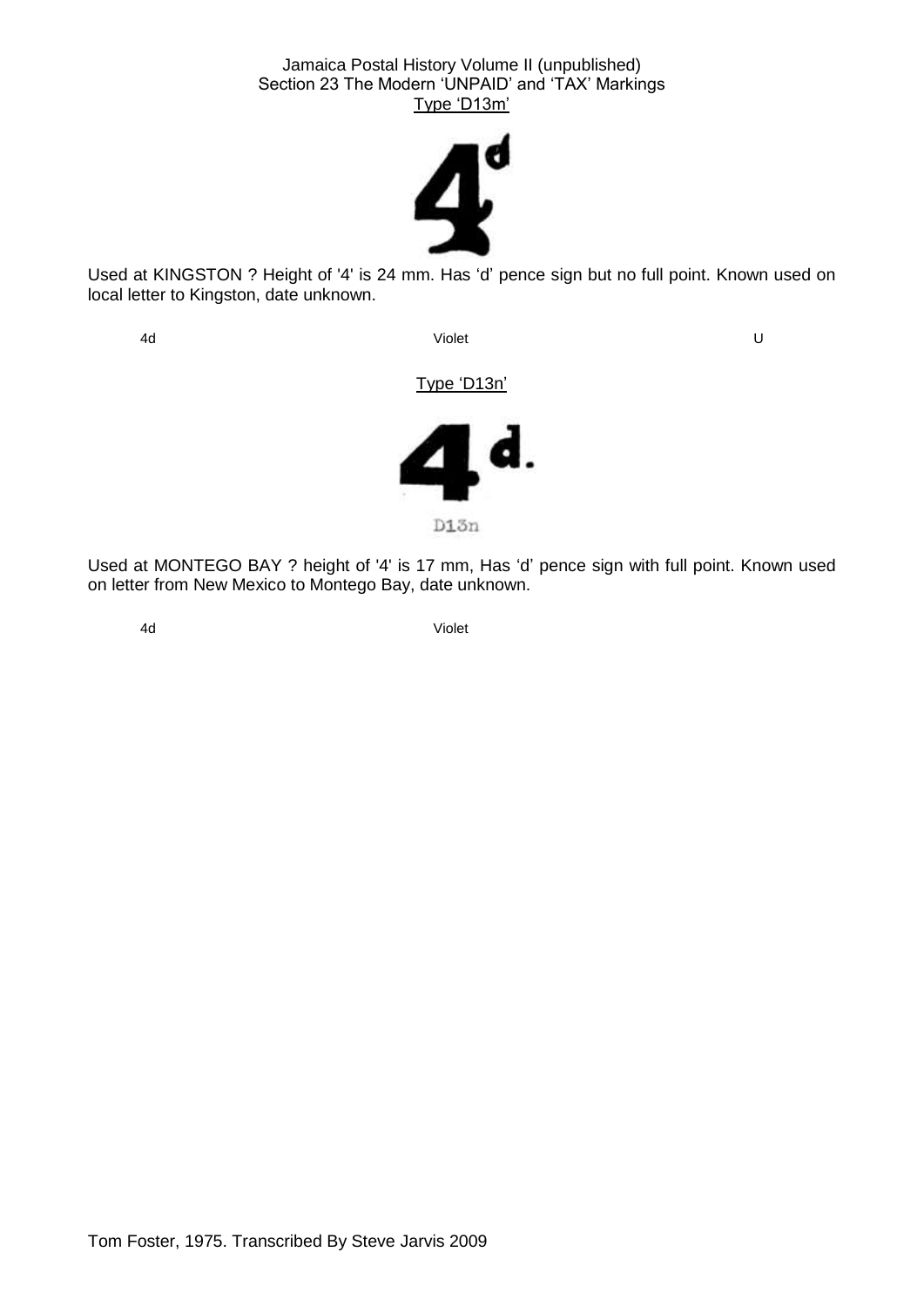## Type 'D13m'

Used at KINGSTON ? Height of '4' is 24 mm. Has 'd' pence sign but no full point. Known used on local letter to Kingston, date unknown.

| 4d | Violet | U |
|---|---|---|

## Type 'D13n'

D13n

Used at MONTEGO BAY ? height of '4' is 17 mm, Has 'd' pence sign with full point. Known used on letter from New Mexico to Montego Bay, date unknown.

| 4d | Violet |
|---|---|

Tom Foster, 1975. Transcribed By Steve Jarvis 2009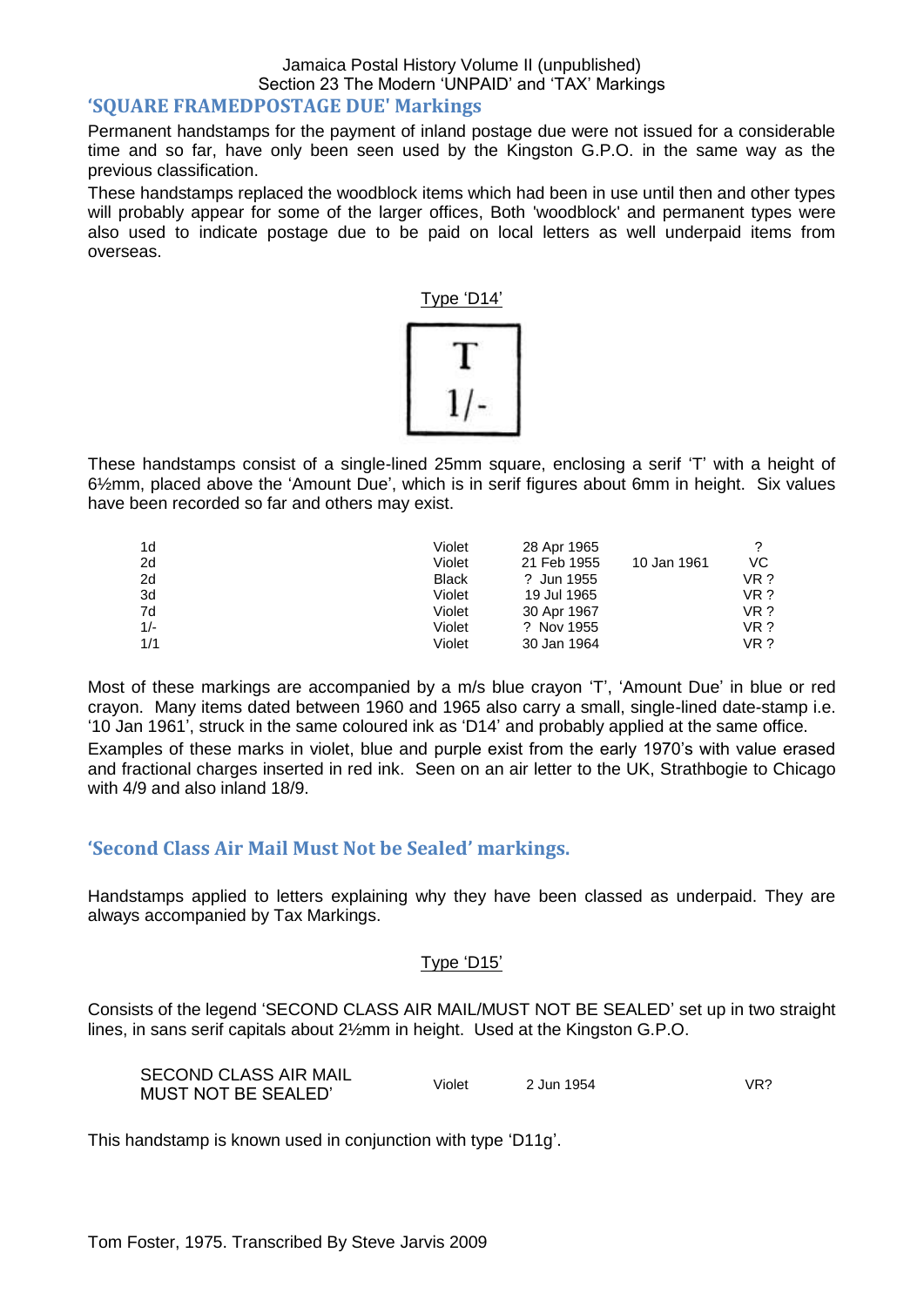## 'SQUARE FRAMEDPOSTAGE DUE' Markings

Permanent handstamps for the payment of inland postage due were not issued for a considerable time and so far, have only been seen used by the Kingston G.P.O. in the same way as the previous classification.

These handstamps replaced the woodblock items which had been in use until then and other types will probably appear for some of the larger offices, Both 'woodblock' and permanent types were also used to indicate postage due to be paid on local letters as well underpaid items from overseas.

Type 'D14'

T
1/-

These handstamps consist of a single-lined 25mm square, enclosing a serif 'T' with a height of 6½mm, placed above the 'Amount Due', which is in serif figures about 6mm in height. Six values have been recorded so far and others may exist.

| | | | | |
|---|---|---|---|---|
| 1d | Violet | 28 Apr 1965 | | ? |
| 2d | Violet | 21 Feb 1955 | 10 Jan 1961 | VC |
| 2d | Black | ? Jun 1955 | | VR ? |
| 3d | Violet | 19 Jul 1965 | | VR ? |
| 7d | Violet | 30 Apr 1967 | | VR ? |
| 1/- | Violet | ? Nov 1955 | | VR ? |
| 1/1 | Violet | 30 Jan 1964 | | VR ? |

Most of these markings are accompanied by a m/s blue crayon 'T', 'Amount Due' in blue or red crayon. Many items dated between 1960 and 1965 also carry a small, single-lined date-stamp i.e. '10 Jan 1961', struck in the same coloured ink as 'D14' and probably applied at the same office.

Examples of these marks in violet, blue and purple exist from the early 1970's with value erased and fractional charges inserted in red ink. Seen on an air letter to the UK, Strathbogie to Chicago with 4/9 and also inland 18/9.

## 'Second Class Air Mail Must Not be Sealed' markings.

Handstamps applied to letters explaining why they have been classed as underpaid. They are always accompanied by Tax Markings.

Type 'D15'

Consists of the legend 'SECOND CLASS AIR MAIL/MUST NOT BE SEALED' set up in two straight lines, in sans serif capitals about 2½mm in height. Used at the Kingston G.P.O.

| | | | |
|---|---|---|---|
| SECOND CLASS AIR MAIL MUST NOT BE SEALED' | Violet | 2 Jun 1954 | VR? |

This handstamp is known used in conjunction with type 'D11g'.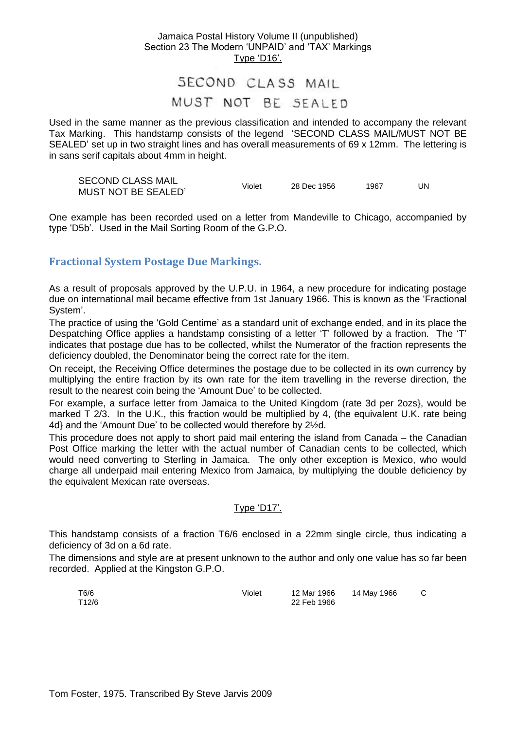Type 'D16'.

SECOND CLASS MAIL
MUST NOT BE SEALED

Used in the same manner as the previous classification and intended to accompany the relevant Tax Marking. This handstamp consists of the legend 'SECOND CLASS MAIL/MUST NOT BE SEALED' set up in two straight lines and has overall measurements of 69 x 12mm. The lettering is in sans serif capitals about 4mm in height.

| | | | | |
|---|---|---|---|---|
| SECOND CLASS MAIL MUST NOT BE SEALED' | Violet | 28 Dec 1956 | 1967 | UN |

One example has been recorded used on a letter from Mandeville to Chicago, accompanied by type 'D5b'. Used in the Mail Sorting Room of the G.P.O.

## Fractional System Postage Due Markings.

As a result of proposals approved by the U.P.U. in 1964, a new procedure for indicating postage due on international mail became effective from 1st January 1966. This is known as the 'Fractional System'.

The practice of using the 'Gold Centime' as a standard unit of exchange ended, and in its place the Despatching Office applies a handstamp consisting of a letter 'T' followed by a fraction. The 'T' indicates that postage due has to be collected, whilst the Numerator of the fraction represents the deficiency doubled, the Denominator being the correct rate for the item.

On receipt, the Receiving Office determines the postage due to be collected in its own currency by multiplying the entire fraction by its own rate for the item travelling in the reverse direction, the result to the nearest coin being the 'Amount Due' to be collected.

For example, a surface letter from Jamaica to the United Kingdom (rate 3d per 2ozs}, would be marked T 2/3. In the U.K., this fraction would be multiplied by 4, (the equivalent U.K. rate being 4d} and the 'Amount Due' to be collected would therefore by 2½d.

This procedure does not apply to short paid mail entering the island from Canada – the Canadian Post Office marking the letter with the actual number of Canadian cents to be collected, which would need converting to Sterling in Jamaica. The only other exception is Mexico, who would charge all underpaid mail entering Mexico from Jamaica, by multiplying the double deficiency by the equivalent Mexican rate overseas.

Type 'D17'.

This handstamp consists of a fraction T6/6 enclosed in a 22mm single circle, thus indicating a deficiency of 3d on a 6d rate.

The dimensions and style are at present unknown to the author and only one value has so far been recorded. Applied at the Kingston G.P.O.

| | | | | |
|---|---|---|---|---|
| T6/6 | Violet | 12 Mar 1966 | 14 May 1966 | C |
| T12/6 | | 22 Feb 1966 | | |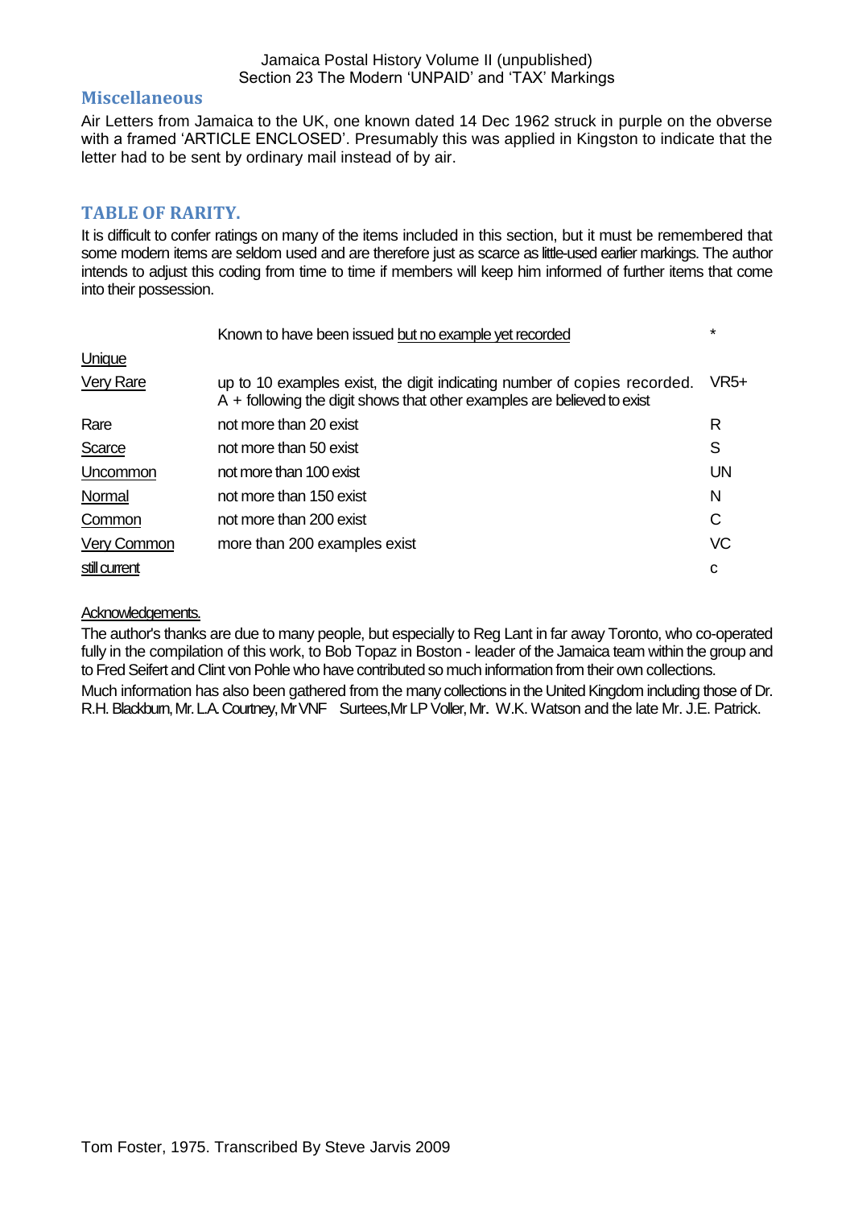## Miscellaneous

Air Letters from Jamaica to the UK, one known dated 14 Dec 1962 struck in purple on the obverse with a framed 'ARTICLE ENCLOSED'. Presumably this was applied in Kingston to indicate that the letter had to be sent by ordinary mail instead of by air.

## TABLE OF RARITY.

It is difficult to confer ratings on many of the items included in this section, but it must be remembered that some modern items are seldom used and are therefore just as scarce as little-used earlier markings. The author intends to adjust this coding from time to time if members will keep him informed of further items that come into their possession.

| | | |
|---|---|---|
| | Known to have been issued but no example yet recorded | * |
| Unique | | |
| Very Rare | up to 10 examples exist, the digit indicating number of copies recorded. A + following the digit shows that other examples are believed to exist | VR5+ |
| Rare | not more than 20 exist | R |
| Scarce | not more than 50 exist | S |
| Uncommon | not more than 100 exist | UN |
| Normal | not more than 150 exist | N |
| Common | not more than 200 exist | C |
| Very Common | more than 200 examples exist | VC |
| still current | | c |

Acknowledgements.

The author's thanks are due to many people, but especially to Reg Lant in far away Toronto, who co-operated fully in the compilation of this work, to Bob Topaz in Boston - leader of the Jamaica team within the group and to Fred Seifert and Clint von Pohle who have contributed so much information from their own collections.

Much information has also been gathered from the many collections in the United Kingdom including those of Dr. R.H. Blackburn, Mr. L.A. Courtney, Mr VNF Surtees,Mr LP Voller, Mr. W.K. Watson and the late Mr. J.E. Patrick.

Tom Foster, 1975. Transcribed By Steve Jarvis 2009